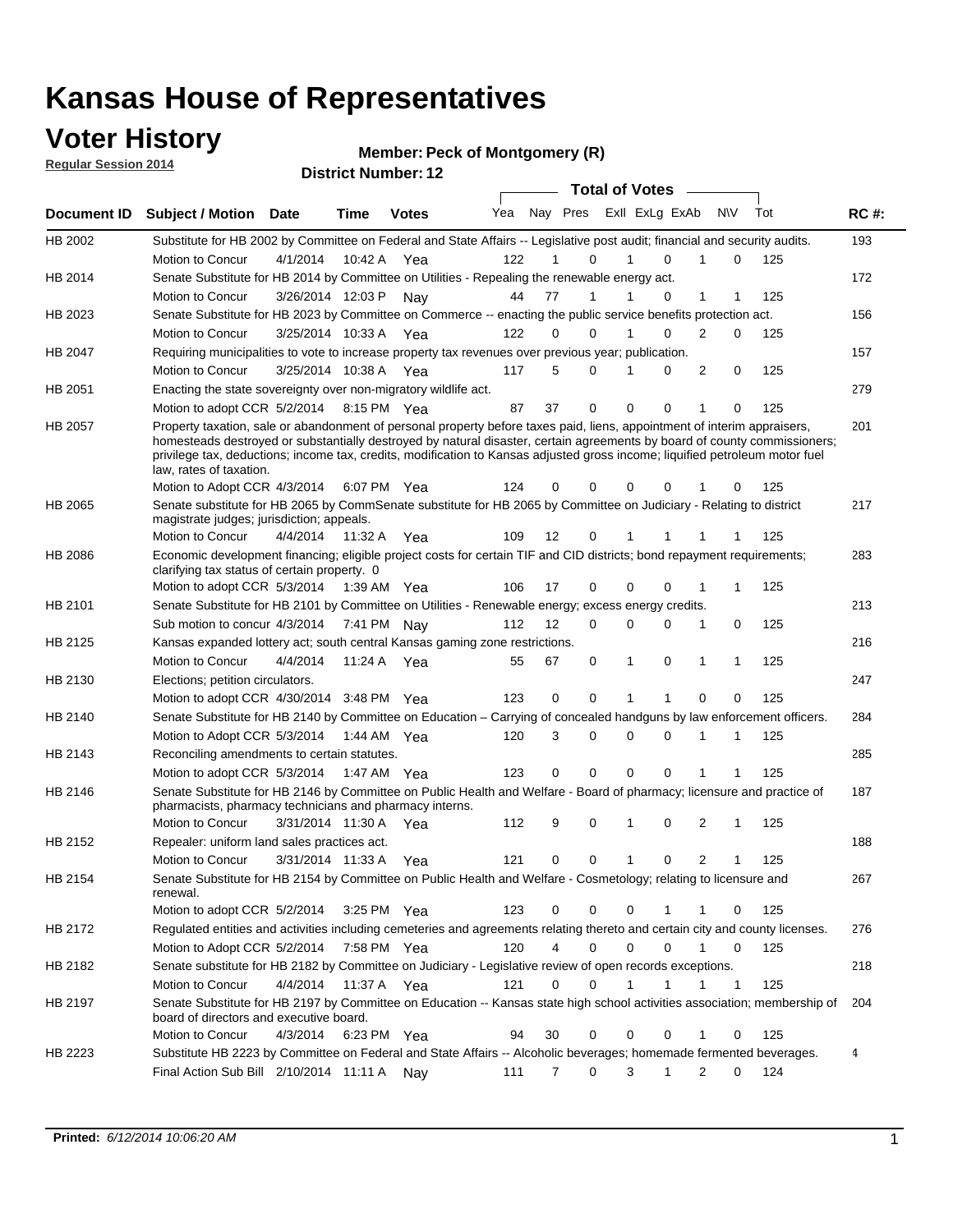# Kansas House of Representatives

## Voter History

**Regular Session 2014**

**Member: Peck of Montgomery (R)**

**District Number: 12**

| Document ID | Subject / Motion | Date | Time | Votes | Yea | Nay | Pres | ExII | ExLg | ExAb | N\V | Tot | RC #: |
|---|---|---|---|---|---|---|---|---|---|---|---|---|---|
| HB 2002 | Substitute for HB 2002 by Committee on Federal and State Affairs -- Legislative post audit; financial and security audits. | | | | | | | | | | | | 193 |
| | Motion to Concur | 4/1/2014 | 10:42 A | Yea | 122 | 1 | 0 | 1 | 0 | 1 | 0 | 125 | |
| HB 2014 | Senate Substitute for HB 2014 by Committee on Utilities - Repealing the renewable energy act. | | | | | | | | | | | | 172 |
| | Motion to Concur | 3/26/2014 | 12:03 P | Nay | 44 | 77 | 1 | 1 | 0 | 1 | 1 | 125 | |
| HB 2023 | Senate Substitute for HB 2023 by Committee on Commerce -- enacting the public service benefits protection act. | | | | | | | | | | | | 156 |
| | Motion to Concur | 3/25/2014 | 10:33 A | Yea | 122 | 0 | 0 | 1 | 0 | 2 | 0 | 125 | |
| HB 2047 | Requiring municipalities to vote to increase property tax revenues over previous year; publication. | | | | | | | | | | | | 157 |
| | Motion to Concur | 3/25/2014 | 10:38 A | Yea | 117 | 5 | 0 | 1 | 0 | 2 | 0 | 125 | |
| HB 2051 | Enacting the state sovereignty over non-migratory wildlife act. | | | | | | | | | | | | 279 |
| | Motion to adopt CCR | 5/2/2014 | 8:15 PM | Yea | 87 | 37 | 0 | 0 | 0 | 1 | 0 | 125 | |
| HB 2057 | Property taxation, sale or abandonment of personal property before taxes paid, liens, appointment of interim appraisers, homesteads destroyed or substantially destroyed by natural disaster, certain agreements by board of county commissioners; privilege tax, deductions; income tax, credits, modification to Kansas adjusted gross income; liquified petroleum motor fuel law, rates of taxation. | | | | | | | | | | | | 201 |
| | Motion to Adopt CCR | 4/3/2014 | 6:07 PM | Yea | 124 | 0 | 0 | 0 | 0 | 1 | 0 | 125 | |
| HB 2065 | Senate substitute for HB 2065 by CommSenate substitute for HB 2065 by Committee on Judiciary - Relating to district magistrate judges; jurisdiction; appeals. | | | | | | | | | | | | 217 |
| | Motion to Concur | 4/4/2014 | 11:32 A | Yea | 109 | 12 | 0 | 1 | 1 | 1 | 1 | 125 | |
| HB 2086 | Economic development financing; eligible project costs for certain TIF and CID districts; bond repayment requirements; clarifying tax status of certain property. 0 | | | | | | | | | | | | 283 |
| | Motion to adopt CCR | 5/3/2014 | 1:39 AM | Yea | 106 | 17 | 0 | 0 | 0 | 1 | 1 | 125 | |
| HB 2101 | Senate Substitute for HB 2101 by Committee on Utilities - Renewable energy; excess energy credits. | | | | | | | | | | | | 213 |
| | Sub motion to concur | 4/3/2014 | 7:41 PM | Nay | 112 | 12 | 0 | 0 | 0 | 1 | 0 | 125 | |
| HB 2125 | Kansas expanded lottery act; south central Kansas gaming zone restrictions. | | | | | | | | | | | | 216 |
| | Motion to Concur | 4/4/2014 | 11:24 A | Yea | 55 | 67 | 0 | 1 | 0 | 1 | 1 | 125 | |
| HB 2130 | Elections; petition circulators. | | | | | | | | | | | | 247 |
| | Motion to adopt CCR | 4/30/2014 | 3:48 PM | Yea | 123 | 0 | 0 | 1 | 1 | 0 | 0 | 125 | |
| HB 2140 | Senate Substitute for HB 2140 by Committee on Education – Carrying of concealed handguns by law enforcement officers. | | | | | | | | | | | | 284 |
| | Motion to Adopt CCR | 5/3/2014 | 1:44 AM | Yea | 120 | 3 | 0 | 0 | 0 | 1 | 1 | 125 | |
| HB 2143 | Reconciling amendments to certain statutes. | | | | | | | | | | | | 285 |
| | Motion to adopt CCR | 5/3/2014 | 1:47 AM | Yea | 123 | 0 | 0 | 0 | 0 | 1 | 1 | 125 | |
| HB 2146 | Senate Substitute for HB 2146 by Committee on Public Health and Welfare - Board of pharmacy; licensure and practice of pharmacists, pharmacy technicians and pharmacy interns. | | | | | | | | | | | | 187 |
| | Motion to Concur | 3/31/2014 | 11:30 A | Yea | 112 | 9 | 0 | 1 | 0 | 2 | 1 | 125 | |
| HB 2152 | Repealer: uniform land sales practices act. | | | | | | | | | | | | 188 |
| | Motion to Concur | 3/31/2014 | 11:33 A | Yea | 121 | 0 | 0 | 1 | 0 | 2 | 1 | 125 | |
| HB 2154 | Senate Substitute for HB 2154 by Committee on Public Health and Welfare - Cosmetology; relating to licensure and renewal. | | | | | | | | | | | | 267 |
| | Motion to adopt CCR | 5/2/2014 | 3:25 PM | Yea | 123 | 0 | 0 | 0 | 1 | 1 | 0 | 125 | |
| HB 2172 | Regulated entities and activities including cemeteries and agreements relating thereto and certain city and county licenses. | | | | | | | | | | | | 276 |
| | Motion to Adopt CCR | 5/2/2014 | 7:58 PM | Yea | 120 | 4 | 0 | 0 | 0 | 1 | 0 | 125 | |
| HB 2182 | Senate substitute for HB 2182 by Committee on Judiciary - Legislative review of open records exceptions. | | | | | | | | | | | | 218 |
| | Motion to Concur | 4/4/2014 | 11:37 A | Yea | 121 | 0 | 0 | 1 | 1 | 1 | 1 | 125 | |
| HB 2197 | Senate Substitute for HB 2197 by Committee on Education -- Kansas state high school activities association; membership of board of directors and executive board. | | | | | | | | | | | | 204 |
| | Motion to Concur | 4/3/2014 | 6:23 PM | Yea | 94 | 30 | 0 | 0 | 0 | 1 | 0 | 125 | |
| HB 2223 | Substitute HB 2223 by Committee on Federal and State Affairs -- Alcoholic beverages; homemade fermented beverages. | | | | | | | | | | | | 4 |
| | Final Action Sub Bill | 2/10/2014 | 11:11 A | Nay | 111 | 7 | 0 | 3 | 1 | 2 | 0 | 124 | |

**Printed:** *6/12/2014 10:06:20 AM*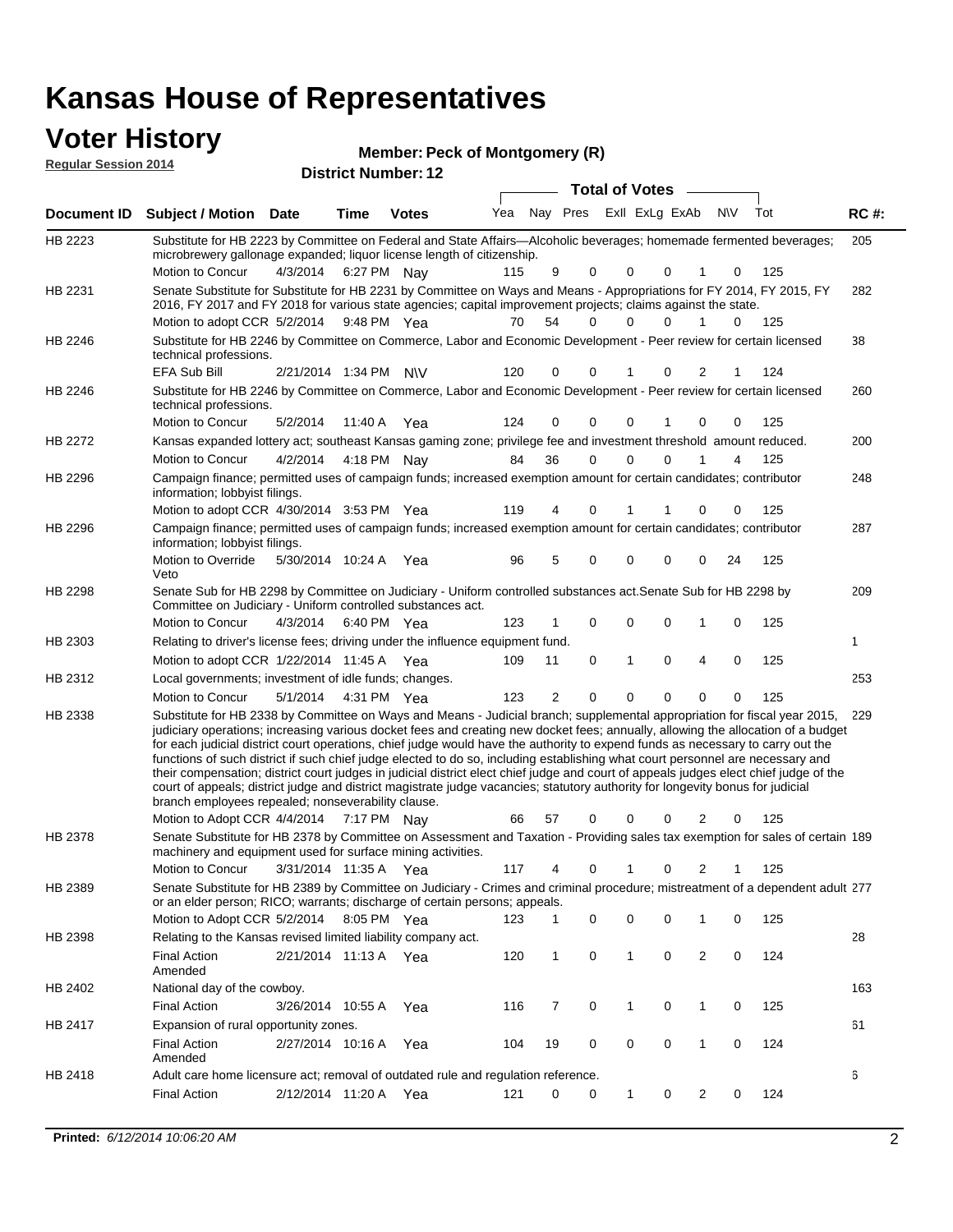# Kansas House of Representatives

## Voter History

**Regular Session 2014**

**Member: Peck of Montgomery (R)**

**District Number: 12**

| Document ID | Subject / Motion | Date | Time | Votes | Yea | Nay | Pres | ExlI | ExLg | ExAb | N\V | Tot | RC #: |
|---|---|---|---|---|---|---|---|---|---|---|---|---|---|
| HB 2223 | Substitute for HB 2223 by Committee on Federal and State Affairs—Alcoholic beverages; homemade fermented beverages; microbrewery gallonage expanded; liquor license length of citizenship. | | | | | | | | | | | | 205 |
| | Motion to Concur | 4/3/2014 | 6:27 PM | Nay | 115 | 9 | 0 | 0 | 0 | 1 | 0 | 125 | |
| HB 2231 | Senate Substitute for Substitute for HB 2231 by Committee on Ways and Means - Appropriations for FY 2014, FY 2015, FY 2016, FY 2017 and FY 2018 for various state agencies; capital improvement projects; claims against the state. | | | | | | | | | | | | 282 |
| | Motion to adopt CCR | 5/2/2014 | 9:48 PM | Yea | 70 | 54 | 0 | 0 | 0 | 1 | 0 | 125 | |
| HB 2246 | Substitute for HB 2246 by Committee on Commerce, Labor and Economic Development - Peer review for certain licensed technical professions. | | | | | | | | | | | | 38 |
| | EFA Sub Bill | 2/21/2014 | 1:34 PM | N\V | 120 | 0 | 0 | 1 | 0 | 2 | 1 | 124 | |
| HB 2246 | Substitute for HB 2246 by Committee on Commerce, Labor and Economic Development - Peer review for certain licensed technical professions. | | | | | | | | | | | | 260 |
| | Motion to Concur | 5/2/2014 | 11:40 A | Yea | 124 | 0 | 0 | 0 | 1 | 0 | 0 | 125 | |
| HB 2272 | Kansas expanded lottery act; southeast Kansas gaming zone; privilege fee and investment threshold amount reduced. | | | | | | | | | | | | 200 |
| | Motion to Concur | 4/2/2014 | 4:18 PM | Nay | 84 | 36 | 0 | 0 | 0 | 1 | 4 | 125 | |
| HB 2296 | Campaign finance; permitted uses of campaign funds; increased exemption amount for certain candidates; contributor information; lobbyist filings. | | | | | | | | | | | | 248 |
| | Motion to adopt CCR | 4/30/2014 | 3:53 PM | Yea | 119 | 4 | 0 | 1 | 1 | 0 | 0 | 125 | |
| HB 2296 | Campaign finance; permitted uses of campaign funds; increased exemption amount for certain candidates; contributor information; lobbyist filings. | | | | | | | | | | | | 287 |
| | Motion to Override Veto | 5/30/2014 | 10:24 A | Yea | 96 | 5 | 0 | 0 | 0 | 0 | 24 | 125 | |
| HB 2298 | Senate Sub for HB 2298 by Committee on Judiciary - Uniform controlled substances act.Senate Sub for HB 2298 by Committee on Judiciary - Uniform controlled substances act. | | | | | | | | | | | | 209 |
| | Motion to Concur | 4/3/2014 | 6:40 PM | Yea | 123 | 1 | 0 | 0 | 0 | 1 | 0 | 125 | |
| HB 2303 | Relating to driver's license fees; driving under the influence equipment fund. | | | | | | | | | | | | 1 |
| | Motion to adopt CCR | 1/22/2014 | 11:45 A | Yea | 109 | 11 | 0 | 1 | 0 | 4 | 0 | 125 | |
| HB 2312 | Local governments; investment of idle funds; changes. | | | | | | | | | | | | 253 |
| | Motion to Concur | 5/1/2014 | 4:31 PM | Yea | 123 | 2 | 0 | 0 | 0 | 0 | 0 | 125 | |
| HB 2338 | Substitute for HB 2338 by Committee on Ways and Means - Judicial branch; supplemental appropriation for fiscal year 2015, judiciary operations; increasing various docket fees and creating new docket fees; annually, allowing the allocation of a budget for each judicial district court operations, chief judge would have the authority to expend funds as necessary to carry out the functions of such district if such chief judge elected to do so, including establishing what court personnel are necessary and their compensation; district court judges in judicial district elect chief judge and court of appeals judges elect chief judge of the court of appeals; district judge and district magistrate judge vacancies; statutory authority for longevity bonus for judicial branch employees repealed; nonseverability clause. | | | | | | | | | | | | 229 |
| | Motion to Adopt CCR | 4/4/2014 | 7:17 PM | Nay | 66 | 57 | 0 | 0 | 0 | 2 | 0 | 125 | |
| HB 2378 | Senate Substitute for HB 2378 by Committee on Assessment and Taxation - Providing sales tax exemption for sales of certain machinery and equipment used for surface mining activities. | | | | | | | | | | | | 189 |
| | Motion to Concur | 3/31/2014 | 11:35 A | Yea | 117 | 4 | 0 | 1 | 0 | 2 | 1 | 125 | |
| HB 2389 | Senate Substitute for HB 2389 by Committee on Judiciary - Crimes and criminal procedure; mistreatment of a dependent adult or an elder person; RICO; warrants; discharge of certain persons; appeals. | | | | | | | | | | | | 277 |
| | Motion to Adopt CCR | 5/2/2014 | 8:05 PM | Yea | 123 | 1 | 0 | 0 | 0 | 1 | 0 | 125 | |
| HB 2398 | Relating to the Kansas revised limited liability company act. | | | | | | | | | | | | 28 |
| | Final Action Amended | 2/21/2014 | 11:13 A | Yea | 120 | 1 | 0 | 1 | 0 | 2 | 0 | 124 | |
| HB 2402 | National day of the cowboy. | | | | | | | | | | | | 163 |
| | Final Action | 3/26/2014 | 10:55 A | Yea | 116 | 7 | 0 | 1 | 0 | 1 | 0 | 125 | |
| HB 2417 | Expansion of rural opportunity zones. | | | | | | | | | | | | 61 |
| | Final Action Amended | 2/27/2014 | 10:16 A | Yea | 104 | 19 | 0 | 0 | 0 | 1 | 0 | 124 | |
| HB 2418 | Adult care home licensure act; removal of outdated rule and regulation reference. | | | | | | | | | | | | 6 |
| | Final Action | 2/12/2014 | 11:20 A | Yea | 121 | 0 | 0 | 1 | 0 | 2 | 0 | 124 | |

**Printed:** *6/12/2014 10:06:20 AM*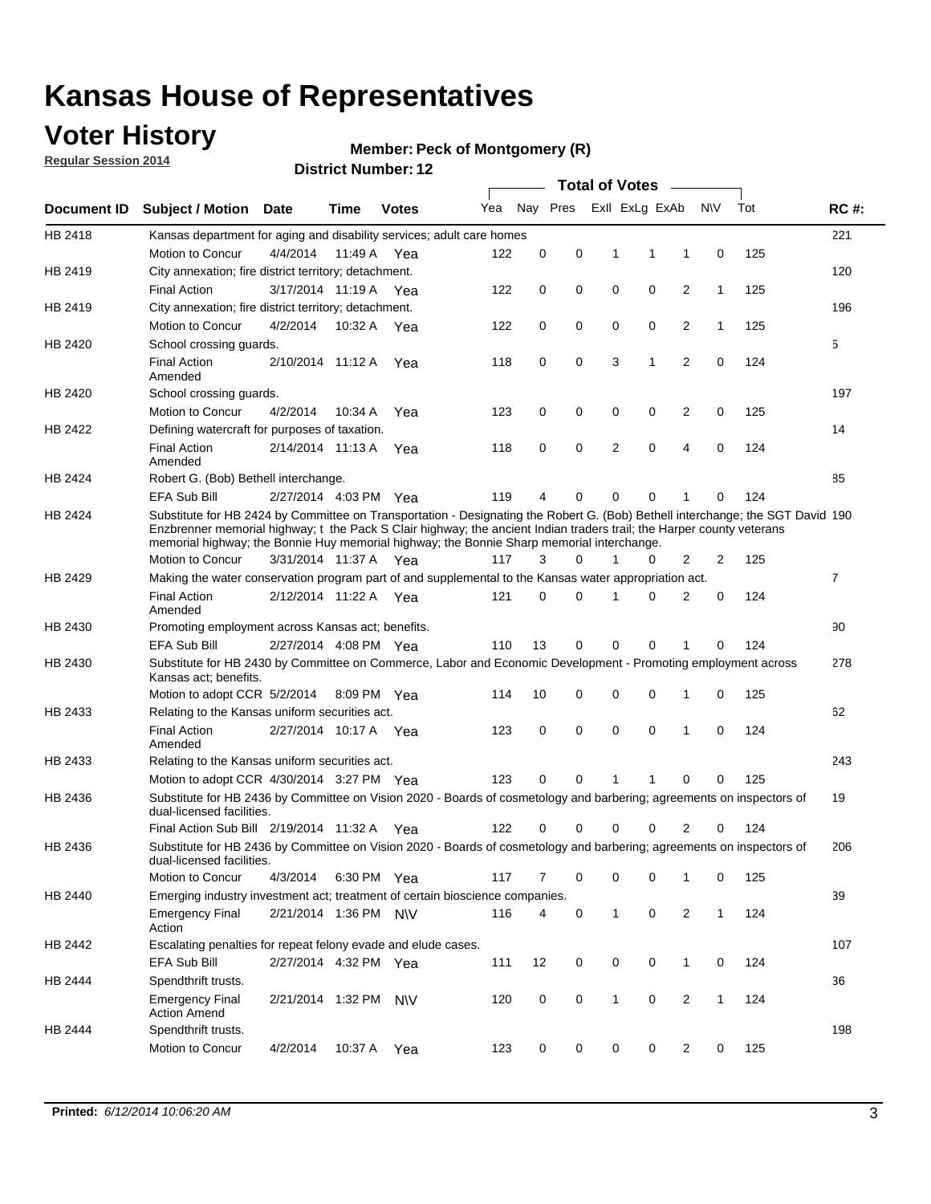# Kansas House of Representatives

## Voter History

**Regular Session 2014**

**Member: Peck of Montgomery (R)**

**District Number: 12**

| Document ID | Subject / Motion | Date | Time | Votes | Yea | Nay | Pres | ExII | ExLg | ExAb | N\V | Tot | RC #: |
|---|---|---|---|---|---|---|---|---|---|---|---|---|---|
| HB 2418 | Kansas department for aging and disability services; adult care homes | | | | | | | | | | | | 221 |
| | Motion to Concur | 4/4/2014 | 11:49 A | Yea | 122 | 0 | 0 | 1 | 1 | 1 | 0 | 125 | |
| HB 2419 | City annexation; fire district territory; detachment. | | | | | | | | | | | | 120 |
| | Final Action | 3/17/2014 | 11:19 A | Yea | 122 | 0 | 0 | 0 | 0 | 2 | 1 | 125 | |
| HB 2419 | City annexation; fire district territory; detachment. | | | | | | | | | | | | 196 |
| | Motion to Concur | 4/2/2014 | 10:32 A | Yea | 122 | 0 | 0 | 0 | 0 | 2 | 1 | 125 | |
| HB 2420 | School crossing guards. | | | | | | | | | | | | 5 |
| | Final Action Amended | 2/10/2014 | 11:12 A | Yea | 118 | 0 | 0 | 3 | 1 | 2 | 0 | 124 | |
| HB 2420 | School crossing guards. | | | | | | | | | | | | 197 |
| | Motion to Concur | 4/2/2014 | 10:34 A | Yea | 123 | 0 | 0 | 0 | 0 | 2 | 0 | 125 | |
| HB 2422 | Defining watercraft for purposes of taxation. | | | | | | | | | | | | 14 |
| | Final Action Amended | 2/14/2014 | 11:13 A | Yea | 118 | 0 | 0 | 2 | 0 | 4 | 0 | 124 | |
| HB 2424 | Robert G. (Bob) Bethell interchange. | | | | | | | | | | | | 85 |
| | EFA Sub Bill | 2/27/2014 | 4:03 PM | Yea | 119 | 4 | 0 | 0 | 0 | 1 | 0 | 124 | |
| HB 2424 | Substitute for HB 2424 by Committee on Transportation - Designating the Robert G. (Bob) Bethell interchange; the SGT David Enzbrenner memorial highway; t the Pack S Clair highway; the ancient Indian traders trail; the Harper county veterans memorial highway; the Bonnie Huy memorial highway; the Bonnie Sharp memorial interchange. | | | | | | | | | | | | 190 |
| | Motion to Concur | 3/31/2014 | 11:37 A | Yea | 117 | 3 | 0 | 1 | 0 | 2 | 2 | 125 | |
| HB 2429 | Making the water conservation program part of and supplemental to the Kansas water appropriation act. | | | | | | | | | | | | 7 |
| | Final Action Amended | 2/12/2014 | 11:22 A | Yea | 121 | 0 | 0 | 1 | 0 | 2 | 0 | 124 | |
| HB 2430 | Promoting employment across Kansas act; benefits. | | | | | | | | | | | | 90 |
| | EFA Sub Bill | 2/27/2014 | 4:08 PM | Yea | 110 | 13 | 0 | 0 | 0 | 1 | 0 | 124 | |
| HB 2430 | Substitute for HB 2430 by Committee on Commerce, Labor and Economic Development - Promoting employment across Kansas act; benefits. | | | | | | | | | | | | 278 |
| | Motion to adopt CCR | 5/2/2014 | 8:09 PM | Yea | 114 | 10 | 0 | 0 | 0 | 1 | 0 | 125 | |
| HB 2433 | Relating to the Kansas uniform securities act. | | | | | | | | | | | | 62 |
| | Final Action Amended | 2/27/2014 | 10:17 A | Yea | 123 | 0 | 0 | 0 | 0 | 1 | 0 | 124 | |
| HB 2433 | Relating to the Kansas uniform securities act. | | | | | | | | | | | | 243 |
| | Motion to adopt CCR | 4/30/2014 | 3:27 PM | Yea | 123 | 0 | 0 | 1 | 1 | 0 | 0 | 125 | |
| HB 2436 | Substitute for HB 2436 by Committee on Vision 2020 - Boards of cosmetology and barbering; agreements on inspectors of dual-licensed facilities. | | | | | | | | | | | | 19 |
| | Final Action Sub Bill | 2/19/2014 | 11:32 A | Yea | 122 | 0 | 0 | 0 | 0 | 2 | 0 | 124 | |
| HB 2436 | Substitute for HB 2436 by Committee on Vision 2020 - Boards of cosmetology and barbering; agreements on inspectors of dual-licensed facilities. | | | | | | | | | | | | 206 |
| | Motion to Concur | 4/3/2014 | 6:30 PM | Yea | 117 | 7 | 0 | 0 | 0 | 1 | 0 | 125 | |
| HB 2440 | Emerging industry investment act; treatment of certain bioscience companies. | | | | | | | | | | | | 39 |
| | Emergency Final Action | 2/21/2014 | 1:36 PM | N\V | 116 | 4 | 0 | 1 | 0 | 2 | 1 | 124 | |
| HB 2442 | Escalating penalties for repeat felony evade and elude cases. | | | | | | | | | | | | 107 |
| | EFA Sub Bill | 2/27/2014 | 4:32 PM | Yea | 111 | 12 | 0 | 0 | 0 | 1 | 0 | 124 | |
| HB 2444 | Spendthrift trusts. | | | | | | | | | | | | 36 |
| | Emergency Final Action Amend | 2/21/2014 | 1:32 PM | N\V | 120 | 0 | 0 | 1 | 0 | 2 | 1 | 124 | |
| HB 2444 | Spendthrift trusts. | | | | | | | | | | | | 198 |
| | Motion to Concur | 4/2/2014 | 10:37 A | Yea | 123 | 0 | 0 | 0 | 0 | 2 | 0 | 125 | |

**Printed:** *6/12/2014 10:06:20 AM*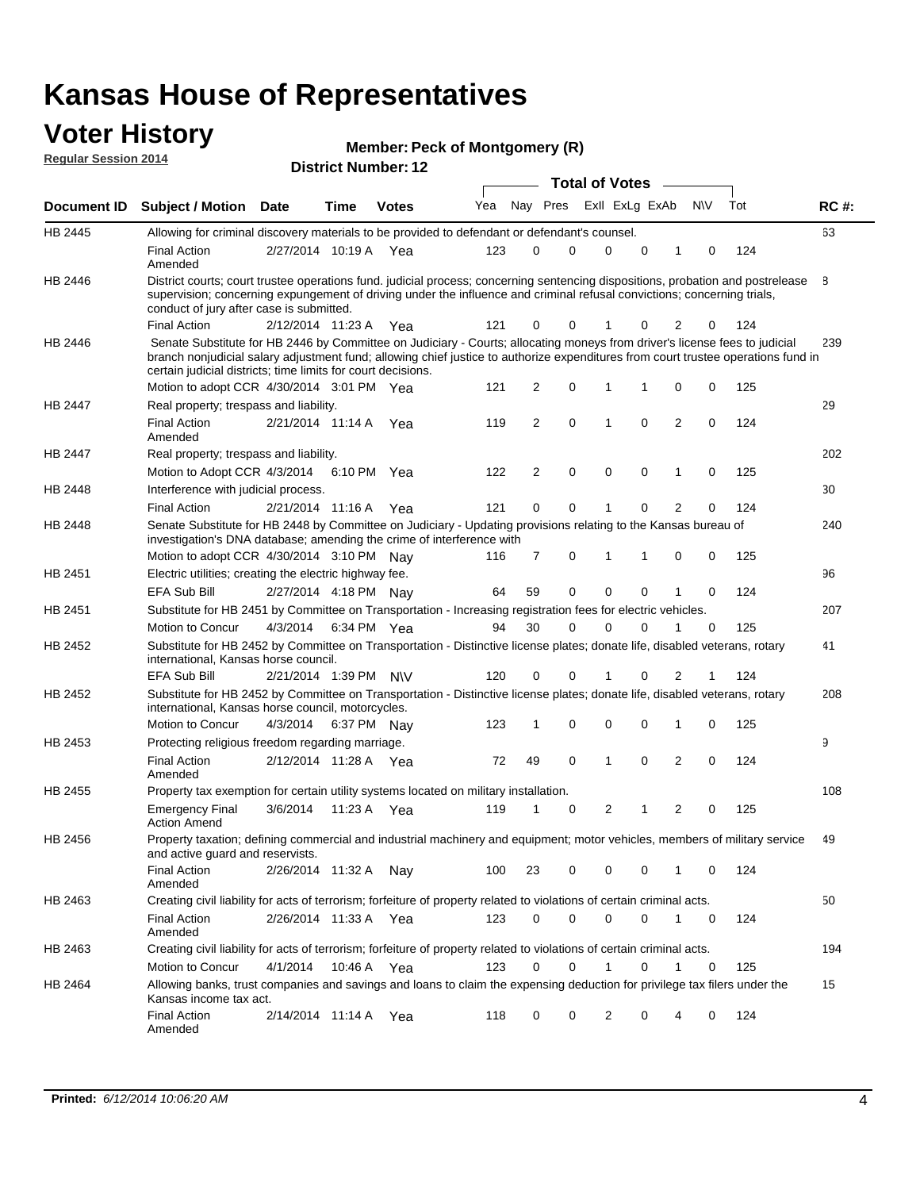# Kansas House of Representatives

## Voter History

**Regular Session 2014**

**Member: Peck of Montgomery (R)**

**District Number: 12**

| Document ID | Subject / Motion | Date | Time | Votes | Yea | Nay | Pres | ExlI | ExLg | ExAb | N\V | Tot | RC #: |
|---|---|---|---|---|---|---|---|---|---|---|---|---|---|
| HB 2445 | Allowing for criminal discovery materials to be provided to defendant or defendant's counsel. | | | | | | | | | | | | 63 |
| | Final Action Amended | 2/27/2014 | 10:19 A | Yea | 123 | 0 | 0 | 0 | 0 | 1 | 0 | 124 | |
| HB 2446 | District courts; court trustee operations fund. judicial process; concerning sentencing dispositions, probation and postrelease supervision; concerning expungement of driving under the influence and criminal refusal convictions; concerning trials, conduct of jury after case is submitted. | | | | | | | | | | | | 8 |
| | Final Action | 2/12/2014 | 11:23 A | Yea | 121 | 0 | 0 | 1 | 0 | 2 | 0 | 124 | |
| HB 2446 | Senate Substitute for HB 2446 by Committee on Judiciary - Courts; allocating moneys from driver's license fees to judicial branch nonjudicial salary adjustment fund; allowing chief justice to authorize expenditures from court trustee operations fund in certain judicial districts; time limits for court decisions. | | | | | | | | | | | | 239 |
| | Motion to adopt CCR | 4/30/2014 | 3:01 PM | Yea | 121 | 2 | 0 | 1 | 1 | 0 | 0 | 125 | |
| HB 2447 | Real property; trespass and liability. | | | | | | | | | | | | 29 |
| | Final Action Amended | 2/21/2014 | 11:14 A | Yea | 119 | 2 | 0 | 1 | 0 | 2 | 0 | 124 | |
| HB 2447 | Real property; trespass and liability. | | | | | | | | | | | | 202 |
| | Motion to Adopt CCR | 4/3/2014 | 6:10 PM | Yea | 122 | 2 | 0 | 0 | 0 | 1 | 0 | 125 | |
| HB 2448 | Interference with judicial process. | | | | | | | | | | | | 30 |
| | Final Action | 2/21/2014 | 11:16 A | Yea | 121 | 0 | 0 | 1 | 0 | 2 | 0 | 124 | |
| HB 2448 | Senate Substitute for HB 2448 by Committee on Judiciary - Updating provisions relating to the Kansas bureau of investigation's DNA database; amending the crime of interference with | | | | | | | | | | | | 240 |
| | Motion to adopt CCR | 4/30/2014 | 3:10 PM | Nay | 116 | 7 | 0 | 1 | 1 | 0 | 0 | 125 | |
| HB 2451 | Electric utilities; creating the electric highway fee. | | | | | | | | | | | | 96 |
| | EFA Sub Bill | 2/27/2014 | 4:18 PM | Nay | 64 | 59 | 0 | 0 | 0 | 1 | 0 | 124 | |
| HB 2451 | Substitute for HB 2451 by Committee on Transportation - Increasing registration fees for electric vehicles. | | | | | | | | | | | | 207 |
| | Motion to Concur | 4/3/2014 | 6:34 PM | Yea | 94 | 30 | 0 | 0 | 0 | 1 | 0 | 125 | |
| HB 2452 | Substitute for HB 2452 by Committee on Transportation - Distinctive license plates; donate life, disabled veterans, rotary international, Kansas horse council. | | | | | | | | | | | | 41 |
| | EFA Sub Bill | 2/21/2014 | 1:39 PM | N\V | 120 | 0 | 0 | 1 | 0 | 2 | 1 | 124 | |
| HB 2452 | Substitute for HB 2452 by Committee on Transportation - Distinctive license plates; donate life, disabled veterans, rotary international, Kansas horse council, motorcycles. | | | | | | | | | | | | 208 |
| | Motion to Concur | 4/3/2014 | 6:37 PM | Nay | 123 | 1 | 0 | 0 | 0 | 1 | 0 | 125 | |
| HB 2453 | Protecting religious freedom regarding marriage. | | | | | | | | | | | | 9 |
| | Final Action Amended | 2/12/2014 | 11:28 A | Yea | 72 | 49 | 0 | 1 | 0 | 2 | 0 | 124 | |
| HB 2455 | Property tax exemption for certain utility systems located on military installation. | | | | | | | | | | | | 108 |
| | Emergency Final Action Amend | 3/6/2014 | 11:23 A | Yea | 119 | 1 | 0 | 2 | 1 | 2 | 0 | 125 | |
| HB 2456 | Property taxation; defining commercial and industrial machinery and equipment; motor vehicles, members of military service and active guard and reservists. | | | | | | | | | | | | 49 |
| | Final Action Amended | 2/26/2014 | 11:32 A | Nay | 100 | 23 | 0 | 0 | 0 | 1 | 0 | 124 | |
| HB 2463 | Creating civil liability for acts of terrorism; forfeiture of property related to violations of certain criminal acts. | | | | | | | | | | | | 50 |
| | Final Action Amended | 2/26/2014 | 11:33 A | Yea | 123 | 0 | 0 | 0 | 0 | 1 | 0 | 124 | |
| HB 2463 | Creating civil liability for acts of terrorism; forfeiture of property related to violations of certain criminal acts. | | | | | | | | | | | | 194 |
| | Motion to Concur | 4/1/2014 | 10:46 A | Yea | 123 | 0 | 0 | 1 | 0 | 1 | 0 | 125 | |
| HB 2464 | Allowing banks, trust companies and savings and loans to claim the expensing deduction for privilege tax filers under the Kansas income tax act. | | | | | | | | | | | | 15 |
| | Final Action Amended | 2/14/2014 | 11:14 A | Yea | 118 | 0 | 0 | 2 | 0 | 4 | 0 | 124 | |

**Printed:** *6/12/2014 10:06:20 AM*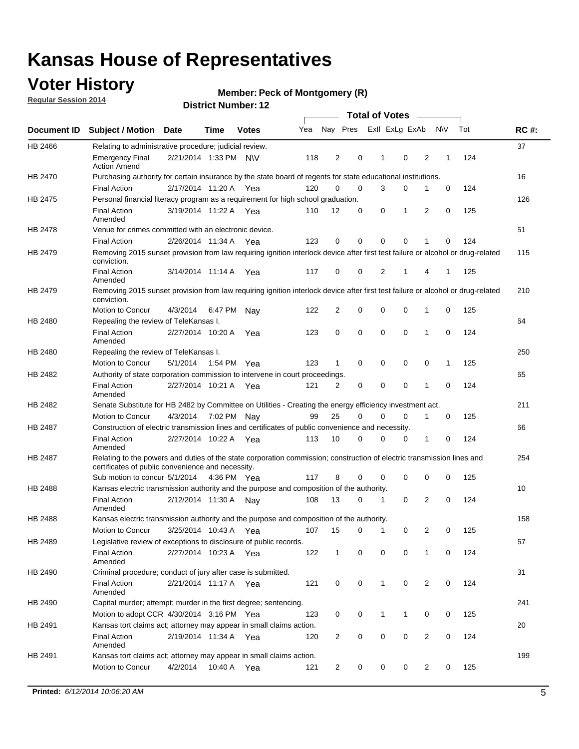# Kansas House of Representatives

## Voter History

**Regular Session 2014**

**Member: Peck of Montgomery (R)**

**District Number: 12**

| Document ID | Subject / Motion | Date | Time | Votes | Yea | Nay | Pres | ExII | ExLg | ExAb | N\V | Tot | RC #: |
|---|---|---|---|---|---|---|---|---|---|---|---|---|---|
| HB 2466 | Relating to administrative procedure; judicial review. | | | | | | | | | | | | 37 |
| | Emergency Final Action Amend | 2/21/2014 | 1:33 PM | N\V | 118 | 2 | 0 | 1 | 0 | 2 | 1 | 124 | |
| HB 2470 | Purchasing authority for certain insurance by the state board of regents for state educational institutions. | | | | | | | | | | | | 16 |
| | Final Action | 2/17/2014 | 11:20 A | Yea | 120 | 0 | 0 | 3 | 0 | 1 | 0 | 124 | |
| HB 2475 | Personal financial literacy program as a requirement for high school graduation. | | | | | | | | | | | | 126 |
| | Final Action Amended | 3/19/2014 | 11:22 A | Yea | 110 | 12 | 0 | 0 | 1 | 2 | 0 | 125 | |
| HB 2478 | Venue for crimes committed with an electronic device. | | | | | | | | | | | | 51 |
| | Final Action | 2/26/2014 | 11:34 A | Yea | 123 | 0 | 0 | 0 | 0 | 1 | 0 | 124 | |
| HB 2479 | Removing 2015 sunset provision from law requiring ignition interlock device after first test failure or alcohol or drug-related conviction. | | | | | | | | | | | | 115 |
| | Final Action Amended | 3/14/2014 | 11:14 A | Yea | 117 | 0 | 0 | 2 | 1 | 4 | 1 | 125 | |
| HB 2479 | Removing 2015 sunset provision from law requiring ignition interlock device after first test failure or alcohol or drug-related conviction. | | | | | | | | | | | | 210 |
| | Motion to Concur | 4/3/2014 | 6:47 PM | Nay | 122 | 2 | 0 | 0 | 0 | 1 | 0 | 125 | |
| HB 2480 | Repealing the review of TeleKansas I. | | | | | | | | | | | | 64 |
| | Final Action Amended | 2/27/2014 | 10:20 A | Yea | 123 | 0 | 0 | 0 | 0 | 1 | 0 | 124 | |
| HB 2480 | Repealing the review of TeleKansas I. | | | | | | | | | | | | 250 |
| | Motion to Concur | 5/1/2014 | 1:54 PM | Yea | 123 | 1 | 0 | 0 | 0 | 0 | 1 | 125 | |
| HB 2482 | Authority of state corporation commission to intervene in court proceedings. | | | | | | | | | | | | 65 |
| | Final Action Amended | 2/27/2014 | 10:21 A | Yea | 121 | 2 | 0 | 0 | 0 | 1 | 0 | 124 | |
| HB 2482 | Senate Substitute for HB 2482 by Committee on Utilities - Creating the energy efficiency investment act. | | | | | | | | | | | | 211 |
| | Motion to Concur | 4/3/2014 | 7:02 PM | Nay | 99 | 25 | 0 | 0 | 0 | 1 | 0 | 125 | |
| HB 2487 | Construction of electric transmission lines and certificates of public convenience and necessity. | | | | | | | | | | | | 66 |
| | Final Action Amended | 2/27/2014 | 10:22 A | Yea | 113 | 10 | 0 | 0 | 0 | 1 | 0 | 124 | |
| HB 2487 | Relating to the powers and duties of the state corporation commission; construction of electric transmission lines and certificates of public convenience and necessity. | | | | | | | | | | | | 254 |
| | Sub motion to concur | 5/1/2014 | 4:36 PM | Yea | 117 | 8 | 0 | 0 | 0 | 0 | 0 | 125 | |
| HB 2488 | Kansas electric transmission authority and the purpose and composition of the authority. | | | | | | | | | | | | 10 |
| | Final Action Amended | 2/12/2014 | 11:30 A | Nay | 108 | 13 | 0 | 1 | 0 | 2 | 0 | 124 | |
| HB 2488 | Kansas electric transmission authority and the purpose and composition of the authority. | | | | | | | | | | | | 158 |
| | Motion to Concur | 3/25/2014 | 10:43 A | Yea | 107 | 15 | 0 | 1 | 0 | 2 | 0 | 125 | |
| HB 2489 | Legislative review of exceptions to disclosure of public records. | | | | | | | | | | | | 67 |
| | Final Action Amended | 2/27/2014 | 10:23 A | Yea | 122 | 1 | 0 | 0 | 0 | 1 | 0 | 124 | |
| HB 2490 | Criminal procedure; conduct of jury after case is submitted. | | | | | | | | | | | | 31 |
| | Final Action Amended | 2/21/2014 | 11:17 A | Yea | 121 | 0 | 0 | 1 | 0 | 2 | 0 | 124 | |
| HB 2490 | Capital murder; attempt; murder in the first degree; sentencing. | | | | | | | | | | | | 241 |
| | Motion to adopt CCR | 4/30/2014 | 3:16 PM | Yea | 123 | 0 | 0 | 1 | 1 | 0 | 0 | 125 | |
| HB 2491 | Kansas tort claims act; attorney may appear in small claims action. | | | | | | | | | | | | 20 |
| | Final Action Amended | 2/19/2014 | 11:34 A | Yea | 120 | 2 | 0 | 0 | 0 | 2 | 0 | 124 | |
| HB 2491 | Kansas tort claims act; attorney may appear in small claims action. | | | | | | | | | | | | 199 |
| | Motion to Concur | 4/2/2014 | 10:40 A | Yea | 121 | 2 | 0 | 0 | 0 | 2 | 0 | 125 | |

**Printed:** *6/12/2014 10:06:20 AM*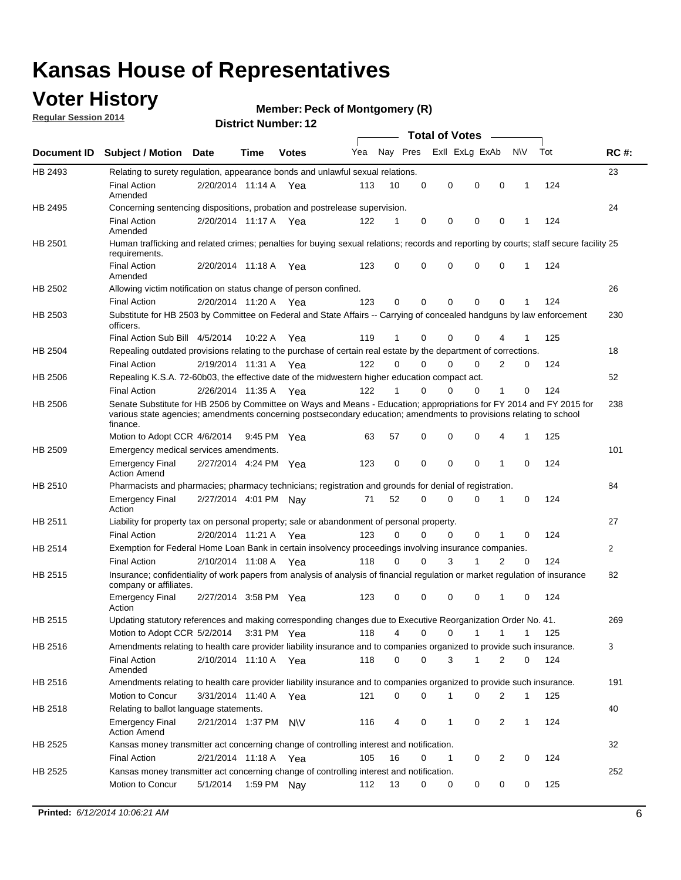# Kansas House of Representatives

## Voter History

**Regular Session 2014**

**Member: Peck of Montgomery (R)**

**District Number: 12**

| Document ID | Subject / Motion | Date | Time | Votes | Yea | Nay | Pres | ExII | ExLg | ExAb | N\V | Tot | RC #: |
|---|---|---|---|---|---|---|---|---|---|---|---|---|---|
| HB 2493 | Relating to surety regulation, appearance bonds and unlawful sexual relations. | | | | | | | | | | | | 23 |
| | Final Action Amended | 2/20/2014 | 11:14 A | Yea | 113 | 10 | 0 | 0 | 0 | 0 | 1 | 124 | |
| HB 2495 | Concerning sentencing dispositions, probation and postrelease supervision. | | | | | | | | | | | | 24 |
| | Final Action Amended | 2/20/2014 | 11:17 A | Yea | 122 | 1 | 0 | 0 | 0 | 0 | 1 | 124 | |
| HB 2501 | Human trafficking and related crimes; penalties for buying sexual relations; records and reporting by courts; staff secure facility requirements. | | | | | | | | | | | | 25 |
| | Final Action Amended | 2/20/2014 | 11:18 A | Yea | 123 | 0 | 0 | 0 | 0 | 0 | 1 | 124 | |
| HB 2502 | Allowing victim notification on status change of person confined. | | | | | | | | | | | | 26 |
| | Final Action | 2/20/2014 | 11:20 A | Yea | 123 | 0 | 0 | 0 | 0 | 0 | 1 | 124 | |
| HB 2503 | Substitute for HB 2503 by Committee on Federal and State Affairs -- Carrying of concealed handguns by law enforcement officers. | | | | | | | | | | | | 230 |
| | Final Action Sub Bill | 4/5/2014 | 10:22 A | Yea | 119 | 1 | 0 | 0 | 0 | 4 | 1 | 125 | |
| HB 2504 | Repealing outdated provisions relating to the purchase of certain real estate by the department of corrections. | | | | | | | | | | | | 18 |
| | Final Action | 2/19/2014 | 11:31 A | Yea | 122 | 0 | 0 | 0 | 0 | 2 | 0 | 124 | |
| HB 2506 | Repealing K.S.A. 72-60b03, the effective date of the midwestern higher education compact act. | | | | | | | | | | | | 52 |
| | Final Action | 2/26/2014 | 11:35 A | Yea | 122 | 1 | 0 | 0 | 0 | 1 | 0 | 124 | |
| HB 2506 | Senate Substitute for HB 2506 by Committee on Ways and Means - Education; appropriations for FY 2014 and FY 2015 for various state agencies; amendments concerning postsecondary education; amendments to provisions relating to school finance. | | | | | | | | | | | | 238 |
| | Motion to Adopt CCR | 4/6/2014 | 9:45 PM | Yea | 63 | 57 | 0 | 0 | 0 | 4 | 1 | 125 | |
| HB 2509 | Emergency medical services amendments. | | | | | | | | | | | | 101 |
| | Emergency Final Action Amend | 2/27/2014 | 4:24 PM | Yea | 123 | 0 | 0 | 0 | 0 | 1 | 0 | 124 | |
| HB 2510 | Pharmacists and pharmacies; pharmacy technicians; registration and grounds for denial of registration. | | | | | | | | | | | | 84 |
| | Emergency Final Action | 2/27/2014 | 4:01 PM | Nay | 71 | 52 | 0 | 0 | 0 | 1 | 0 | 124 | |
| HB 2511 | Liability for property tax on personal property; sale or abandonment of personal property. | | | | | | | | | | | | 27 |
| | Final Action | 2/20/2014 | 11:21 A | Yea | 123 | 0 | 0 | 0 | 0 | 1 | 0 | 124 | |
| HB 2514 | Exemption for Federal Home Loan Bank in certain insolvency proceedings involving insurance companies. | | | | | | | | | | | | 2 |
| | Final Action | 2/10/2014 | 11:08 A | Yea | 118 | 0 | 0 | 3 | 1 | 2 | 0 | 124 | |
| HB 2515 | Insurance; confidentiality of work papers from analysis of analysis of financial regulation or market regulation of insurance company or affiliates. | | | | | | | | | | | | 82 |
| | Emergency Final Action | 2/27/2014 | 3:58 PM | Yea | 123 | 0 | 0 | 0 | 0 | 1 | 0 | 124 | |
| HB 2515 | Updating statutory references and making corresponding changes due to Executive Reorganization Order No. 41. | | | | | | | | | | | | 269 |
| | Motion to Adopt CCR | 5/2/2014 | 3:31 PM | Yea | 118 | 4 | 0 | 0 | 1 | 1 | 1 | 125 | |
| HB 2516 | Amendments relating to health care provider liability insurance and to companies organized to provide such insurance. | | | | | | | | | | | | 3 |
| | Final Action Amended | 2/10/2014 | 11:10 A | Yea | 118 | 0 | 0 | 3 | 1 | 2 | 0 | 124 | |
| HB 2516 | Amendments relating to health care provider liability insurance and to companies organized to provide such insurance. | | | | | | | | | | | | 191 |
| | Motion to Concur | 3/31/2014 | 11:40 A | Yea | 121 | 0 | 0 | 1 | 0 | 2 | 1 | 125 | |
| HB 2518 | Relating to ballot language statements. | | | | | | | | | | | | 40 |
| | Emergency Final Action Amend | 2/21/2014 | 1:37 PM | N\V | 116 | 4 | 0 | 1 | 0 | 2 | 1 | 124 | |
| HB 2525 | Kansas money transmitter act concerning change of controlling interest and notification. | | | | | | | | | | | | 32 |
| | Final Action | 2/21/2014 | 11:18 A | Yea | 105 | 16 | 0 | 1 | 0 | 2 | 0 | 124 | |
| HB 2525 | Kansas money transmitter act concerning change of controlling interest and notification. | | | | | | | | | | | | 252 |
| | Motion to Concur | 5/1/2014 | 1:59 PM | Nay | 112 | 13 | 0 | 0 | 0 | 0 | 0 | 125 | |

**Printed:** *6/12/2014 10:06:21 AM*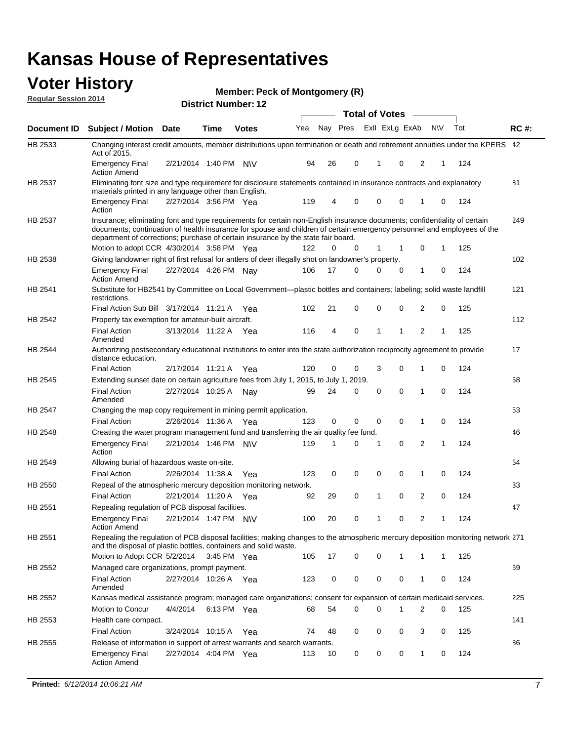# Kansas House of Representatives

## Voter History

**Regular Session 2014**

**Member: Peck of Montgomery (R)**

**District Number: 12**

| Document ID | Subject / Motion | Date | Time | Votes | Yea | Nay | Pres | ExII | ExLg | ExAb | N\V | Tot | RC #: |
|---|---|---|---|---|---|---|---|---|---|---|---|---|---|
| HB 2533 | Changing interest credit amounts, member distributions upon termination or death and retirement annuities under the KPERS Act of 2015. | | | | | | | | | | | | 42 |
| | Emergency Final Action Amend | 2/21/2014 | 1:40 PM | N\V | 94 | 26 | 0 | 1 | 0 | 2 | 1 | 124 | |
| HB 2537 | Eliminating font size and type requirement for disclosure statements contained in insurance contracts and explanatory materials printed in any language other than English. | | | | | | | | | | | | 81 |
| | Emergency Final Action | 2/27/2014 | 3:56 PM | Yea | 119 | 4 | 0 | 0 | 0 | 1 | 0 | 124 | |
| HB 2537 | Insurance; eliminating font and type requirements for certain non-English insurance documents; confidentiality of certain documents; continuation of health insurance for spouse and children of certain emergency personnel and employees of the department of corrections; purchase of certain insurance by the state fair board. | | | | | | | | | | | | 249 |
| | Motion to adopt CCR | 4/30/2014 | 3:58 PM | Yea | 122 | 0 | 0 | 1 | 1 | 0 | 1 | 125 | |
| HB 2538 | Giving landowner right of first refusal for antlers of deer illegally shot on landowner's property. | | | | | | | | | | | | 102 |
| | Emergency Final Action Amend | 2/27/2014 | 4:26 PM | Nay | 106 | 17 | 0 | 0 | 0 | 1 | 0 | 124 | |
| HB 2541 | Substitute for HB2541 by Committee on Local Government—plastic bottles and containers; labeling; solid waste landfill restrictions. | | | | | | | | | | | | 121 |
| | Final Action Sub Bill | 3/17/2014 | 11:21 A | Yea | 102 | 21 | 0 | 0 | 0 | 2 | 0 | 125 | |
| HB 2542 | Property tax exemption for amateur-built aircraft. | | | | | | | | | | | | 112 |
| | Final Action Amended | 3/13/2014 | 11:22 A | Yea | 116 | 4 | 0 | 1 | 1 | 2 | 1 | 125 | |
| HB 2544 | Authorizing postsecondary educational institutions to enter into the state authorization reciprocity agreement to provide distance education. | | | | | | | | | | | | 17 |
| | Final Action | 2/17/2014 | 11:21 A | Yea | 120 | 0 | 0 | 3 | 0 | 1 | 0 | 124 | |
| HB 2545 | Extending sunset date on certain agriculture fees from July 1, 2015, to July 1, 2019. | | | | | | | | | | | | 68 |
| | Final Action Amended | 2/27/2014 | 10:25 A | Nay | 99 | 24 | 0 | 0 | 0 | 1 | 0 | 124 | |
| HB 2547 | Changing the map copy requirement in mining permit application. | | | | | | | | | | | | 53 |
| | Final Action | 2/26/2014 | 11:36 A | Yea | 123 | 0 | 0 | 0 | 0 | 1 | 0 | 124 | |
| HB 2548 | Creating the water program management fund and transferring the air quality fee fund. | | | | | | | | | | | | 46 |
| | Emergency Final Action | 2/21/2014 | 1:46 PM | N\V | 119 | 1 | 0 | 1 | 0 | 2 | 1 | 124 | |
| HB 2549 | Allowing burial of hazardous waste on-site. | | | | | | | | | | | | 54 |
| | Final Action | 2/26/2014 | 11:38 A | Yea | 123 | 0 | 0 | 0 | 0 | 1 | 0 | 124 | |
| HB 2550 | Repeal of the atmospheric mercury deposition monitoring network. | | | | | | | | | | | | 33 |
| | Final Action | 2/21/2014 | 11:20 A | Yea | 92 | 29 | 0 | 1 | 0 | 2 | 0 | 124 | |
| HB 2551 | Repealing regulation of PCB disposal facilities. | | | | | | | | | | | | 47 |
| | Emergency Final Action Amend | 2/21/2014 | 1:47 PM | N\V | 100 | 20 | 0 | 1 | 0 | 2 | 1 | 124 | |
| HB 2551 | Repealing the regulation of PCB disposal facilities; making changes to the atmospheric mercury deposition monitoring network and the disposal of plastic bottles, containers and solid waste. | | | | | | | | | | | | 271 |
| | Motion to Adopt CCR | 5/2/2014 | 3:45 PM | Yea | 105 | 17 | 0 | 0 | 1 | 1 | 1 | 125 | |
| HB 2552 | Managed care organizations, prompt payment. | | | | | | | | | | | | 69 |
| | Final Action Amended | 2/27/2014 | 10:26 A | Yea | 123 | 0 | 0 | 0 | 0 | 1 | 0 | 124 | |
| HB 2552 | Kansas medical assistance program; managed care organizations; consent for expansion of certain medicaid services. | | | | | | | | | | | | 225 |
| | Motion to Concur | 4/4/2014 | 6:13 PM | Yea | 68 | 54 | 0 | 0 | 1 | 2 | 0 | 125 | |
| HB 2553 | Health care compact. | | | | | | | | | | | | 141 |
| | Final Action | 3/24/2014 | 10:15 A | Yea | 74 | 48 | 0 | 0 | 0 | 3 | 0 | 125 | |
| HB 2555 | Release of information in support of arrest warrants and search warrants. | | | | | | | | | | | | 86 |
| | Emergency Final Action Amend | 2/27/2014 | 4:04 PM | Yea | 113 | 10 | 0 | 0 | 0 | 1 | 0 | 124 | |

**Printed:** *6/12/2014 10:06:21 AM*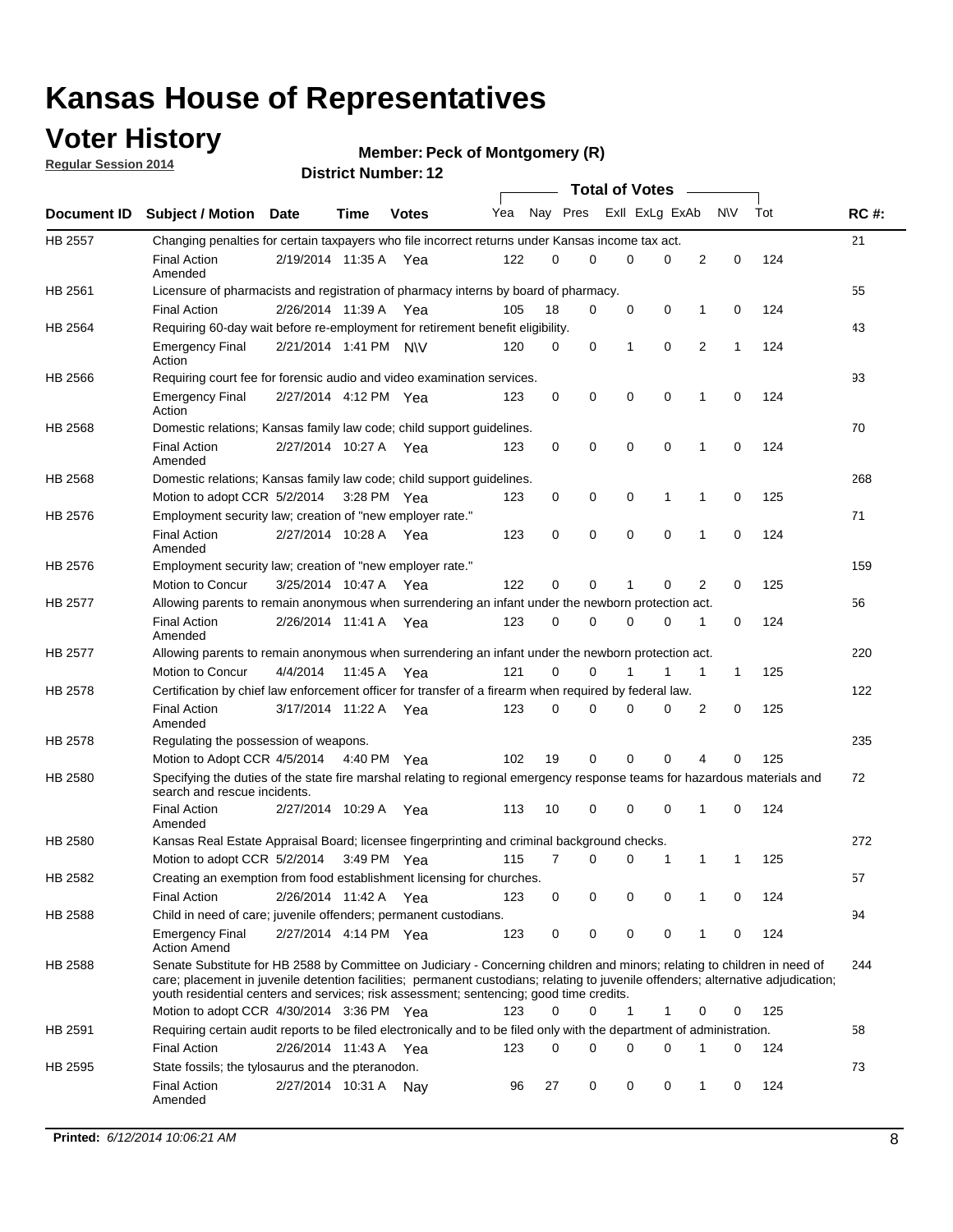# Kansas House of Representatives

## Voter History

**Regular Session 2014**

**Member: Peck of Montgomery (R)**

**District Number: 12**

| Document ID | Subject / Motion | Date | Time | Votes | Yea | Nay | Pres | ExII | ExLg | ExAb | N\V | Tot | RC #: |
|---|---|---|---|---|---|---|---|---|---|---|---|---|---|
| HB 2557 | Changing penalties for certain taxpayers who file incorrect returns under Kansas income tax act. | | | | | | | | | | | | 21 |
| | Final Action Amended | 2/19/2014 | 11:35 A | Yea | 122 | 0 | 0 | 0 | 0 | 2 | 0 | 124 | |
| HB 2561 | Licensure of pharmacists and registration of pharmacy interns by board of pharmacy. | | | | | | | | | | | | 55 |
| | Final Action | 2/26/2014 | 11:39 A | Yea | 105 | 18 | 0 | 0 | 0 | 1 | 0 | 124 | |
| HB 2564 | Requiring 60-day wait before re-employment for retirement benefit eligibility. | | | | | | | | | | | | 43 |
| | Emergency Final Action | 2/21/2014 | 1:41 PM | N\V | 120 | 0 | 0 | 1 | 0 | 2 | 1 | 124 | |
| HB 2566 | Requiring court fee for forensic audio and video examination services. | | | | | | | | | | | | 93 |
| | Emergency Final Action | 2/27/2014 | 4:12 PM | Yea | 123 | 0 | 0 | 0 | 0 | 1 | 0 | 124 | |
| HB 2568 | Domestic relations; Kansas family law code; child support guidelines. | | | | | | | | | | | | 70 |
| | Final Action Amended | 2/27/2014 | 10:27 A | Yea | 123 | 0 | 0 | 0 | 0 | 1 | 0 | 124 | |
| HB 2568 | Domestic relations; Kansas family law code; child support guidelines. | | | | | | | | | | | | 268 |
| | Motion to adopt CCR | 5/2/2014 | 3:28 PM | Yea | 123 | 0 | 0 | 0 | 1 | 1 | 0 | 125 | |
| HB 2576 | Employment security law; creation of "new employer rate." | | | | | | | | | | | | 71 |
| | Final Action Amended | 2/27/2014 | 10:28 A | Yea | 123 | 0 | 0 | 0 | 0 | 1 | 0 | 124 | |
| HB 2576 | Employment security law; creation of "new employer rate." | | | | | | | | | | | | 159 |
| | Motion to Concur | 3/25/2014 | 10:47 A | Yea | 122 | 0 | 0 | 1 | 0 | 2 | 0 | 125 | |
| HB 2577 | Allowing parents to remain anonymous when surrendering an infant under the newborn protection act. | | | | | | | | | | | | 56 |
| | Final Action Amended | 2/26/2014 | 11:41 A | Yea | 123 | 0 | 0 | 0 | 0 | 1 | 0 | 124 | |
| HB 2577 | Allowing parents to remain anonymous when surrendering an infant under the newborn protection act. | | | | | | | | | | | | 220 |
| | Motion to Concur | 4/4/2014 | 11:45 A | Yea | 121 | 0 | 0 | 1 | 1 | 1 | 1 | 125 | |
| HB 2578 | Certification by chief law enforcement officer for transfer of a firearm when required by federal law. | | | | | | | | | | | | 122 |
| | Final Action Amended | 3/17/2014 | 11:22 A | Yea | 123 | 0 | 0 | 0 | 0 | 2 | 0 | 125 | |
| HB 2578 | Regulating the possession of weapons. | | | | | | | | | | | | 235 |
| | Motion to Adopt CCR | 4/5/2014 | 4:40 PM | Yea | 102 | 19 | 0 | 0 | 0 | 4 | 0 | 125 | |
| HB 2580 | Specifying the duties of the state fire marshal relating to regional emergency response teams for hazardous materials and search and rescue incidents. | | | | | | | | | | | | 72 |
| | Final Action Amended | 2/27/2014 | 10:29 A | Yea | 113 | 10 | 0 | 0 | 0 | 1 | 0 | 124 | |
| HB 2580 | Kansas Real Estate Appraisal Board; licensee fingerprinting and criminal background checks. | | | | | | | | | | | | 272 |
| | Motion to adopt CCR | 5/2/2014 | 3:49 PM | Yea | 115 | 7 | 0 | 0 | 1 | 1 | 1 | 125 | |
| HB 2582 | Creating an exemption from food establishment licensing for churches. | | | | | | | | | | | | 57 |
| | Final Action | 2/26/2014 | 11:42 A | Yea | 123 | 0 | 0 | 0 | 0 | 1 | 0 | 124 | |
| HB 2588 | Child in need of care; juvenile offenders; permanent custodians. | | | | | | | | | | | | 94 |
| | Emergency Final Action Amend | 2/27/2014 | 4:14 PM | Yea | 123 | 0 | 0 | 0 | 0 | 1 | 0 | 124 | |
| HB 2588 | Senate Substitute for HB 2588 by Committee on Judiciary - Concerning children and minors; relating to children in need of care; placement in juvenile detention facilities; permanent custodians; relating to juvenile offenders; alternative adjudication; youth residential centers and services; risk assessment; sentencing; good time credits. | | | | | | | | | | | | 244 |
| | Motion to adopt CCR | 4/30/2014 | 3:36 PM | Yea | 123 | 0 | 0 | 1 | 1 | 0 | 0 | 125 | |
| HB 2591 | Requiring certain audit reports to be filed electronically and to be filed only with the department of administration. | | | | | | | | | | | | 58 |
| | Final Action | 2/26/2014 | 11:43 A | Yea | 123 | 0 | 0 | 0 | 0 | 1 | 0 | 124 | |
| HB 2595 | State fossils; the tylosaurus and the pteranodon. | | | | | | | | | | | | 73 |
| | Final Action Amended | 2/27/2014 | 10:31 A | Nay | 96 | 27 | 0 | 0 | 0 | 1 | 0 | 124 | |

**Printed:** *6/12/2014 10:06:21 AM*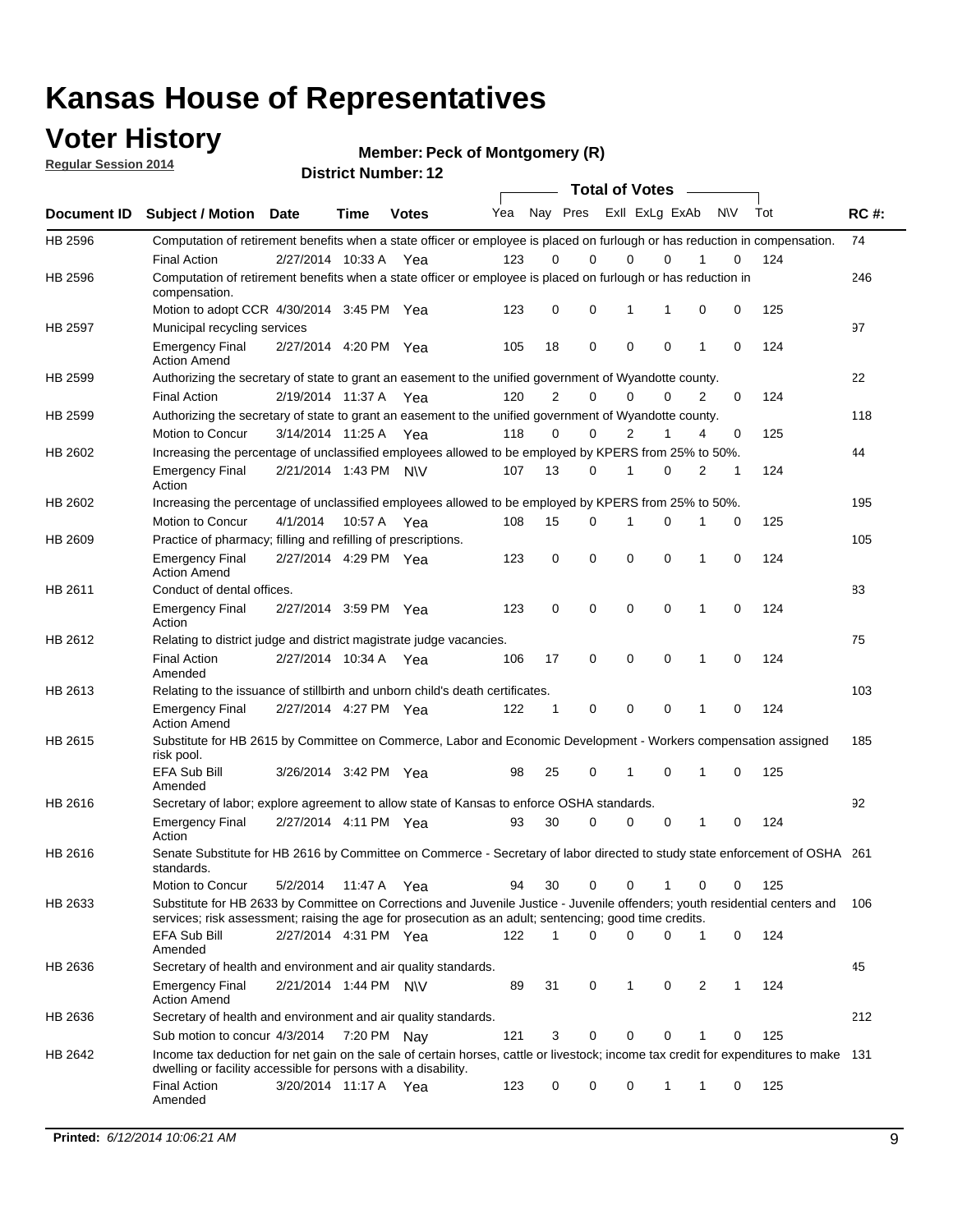# Kansas House of Representatives

## Voter History

**Regular Session 2014**

**Member: Peck of Montgomery (R)**

**District Number: 12**

| Document ID | Subject / Motion | Date | Time | Votes | Yea | Nay | Pres | ExIl | ExLg | ExAb | N\V | Tot | RC #: |
|---|---|---|---|---|---|---|---|---|---|---|---|---|---|
| HB 2596 | Computation of retirement benefits when a state officer or employee is placed on furlough or has reduction in compensation. | | | | | | | | | | | | 74 |
| | Final Action | 2/27/2014 | 10:33 A | Yea | 123 | 0 | 0 | 0 | 0 | 1 | 0 | 124 | |
| HB 2596 | Computation of retirement benefits when a state officer or employee is placed on furlough or has reduction in compensation. | | | | | | | | | | | | 246 |
| | Motion to adopt CCR | 4/30/2014 | 3:45 PM | Yea | 123 | 0 | 0 | 1 | 1 | 0 | 0 | 125 | |
| HB 2597 | Municipal recycling services | | | | | | | | | | | | 97 |
| | Emergency Final Action Amend | 2/27/2014 | 4:20 PM | Yea | 105 | 18 | 0 | 0 | 0 | 1 | 0 | 124 | |
| HB 2599 | Authorizing the secretary of state to grant an easement to the unified government of Wyandotte county. | | | | | | | | | | | | 22 |
| | Final Action | 2/19/2014 | 11:37 A | Yea | 120 | 2 | 0 | 0 | 0 | 2 | 0 | 124 | |
| HB 2599 | Authorizing the secretary of state to grant an easement to the unified government of Wyandotte county. | | | | | | | | | | | | 118 |
| | Motion to Concur | 3/14/2014 | 11:25 A | Yea | 118 | 0 | 0 | 2 | 1 | 4 | 0 | 125 | |
| HB 2602 | Increasing the percentage of unclassified employees allowed to be employed by KPERS from 25% to 50%. | | | | | | | | | | | | 44 |
| | Emergency Final Action | 2/21/2014 | 1:43 PM | N\V | 107 | 13 | 0 | 1 | 0 | 2 | 1 | 124 | |
| HB 2602 | Increasing the percentage of unclassified employees allowed to be employed by KPERS from 25% to 50%. | | | | | | | | | | | | 195 |
| | Motion to Concur | 4/1/2014 | 10:57 A | Yea | 108 | 15 | 0 | 1 | 0 | 1 | 0 | 125 | |
| HB 2609 | Practice of pharmacy; filling and refilling of prescriptions. | | | | | | | | | | | | 105 |
| | Emergency Final Action Amend | 2/27/2014 | 4:29 PM | Yea | 123 | 0 | 0 | 0 | 0 | 1 | 0 | 124 | |
| HB 2611 | Conduct of dental offices. | | | | | | | | | | | | 83 |
| | Emergency Final Action | 2/27/2014 | 3:59 PM | Yea | 123 | 0 | 0 | 0 | 0 | 1 | 0 | 124 | |
| HB 2612 | Relating to district judge and district magistrate judge vacancies. | | | | | | | | | | | | 75 |
| | Final Action Amended | 2/27/2014 | 10:34 A | Yea | 106 | 17 | 0 | 0 | 0 | 1 | 0 | 124 | |
| HB 2613 | Relating to the issuance of stillbirth and unborn child's death certificates. | | | | | | | | | | | | 103 |
| | Emergency Final Action Amend | 2/27/2014 | 4:27 PM | Yea | 122 | 1 | 0 | 0 | 0 | 1 | 0 | 124 | |
| HB 2615 | Substitute for HB 2615 by Committee on Commerce, Labor and Economic Development - Workers compensation assigned risk pool. | | | | | | | | | | | | 185 |
| | EFA Sub Bill Amended | 3/26/2014 | 3:42 PM | Yea | 98 | 25 | 0 | 1 | 0 | 1 | 0 | 125 | |
| HB 2616 | Secretary of labor; explore agreement to allow state of Kansas to enforce OSHA standards. | | | | | | | | | | | | 92 |
| | Emergency Final Action | 2/27/2014 | 4:11 PM | Yea | 93 | 30 | 0 | 0 | 0 | 1 | 0 | 124 | |
| HB 2616 | Senate Substitute for HB 2616 by Committee on Commerce - Secretary of labor directed to study state enforcement of OSHA standards. | | | | | | | | | | | | 261 |
| | Motion to Concur | 5/2/2014 | 11:47 A | Yea | 94 | 30 | 0 | 0 | 1 | 0 | 0 | 125 | |
| HB 2633 | Substitute for HB 2633 by Committee on Corrections and Juvenile Justice - Juvenile offenders; youth residential centers and services; risk assessment; raising the age for prosecution as an adult; sentencing; good time credits. | | | | | | | | | | | | 106 |
| | EFA Sub Bill Amended | 2/27/2014 | 4:31 PM | Yea | 122 | 1 | 0 | 0 | 0 | 1 | 0 | 124 | |
| HB 2636 | Secretary of health and environment and air quality standards. | | | | | | | | | | | | 45 |
| | Emergency Final Action Amend | 2/21/2014 | 1:44 PM | N\V | 89 | 31 | 0 | 1 | 0 | 2 | 1 | 124 | |
| HB 2636 | Secretary of health and environment and air quality standards. | | | | | | | | | | | | 212 |
| | Sub motion to concur | 4/3/2014 | 7:20 PM | Nay | 121 | 3 | 0 | 0 | 0 | 1 | 0 | 125 | |
| HB 2642 | Income tax deduction for net gain on the sale of certain horses, cattle or livestock; income tax credit for expenditures to make dwelling or facility accessible for persons with a disability. | | | | | | | | | | | | 131 |
| | Final Action Amended | 3/20/2014 | 11:17 A | Yea | 123 | 0 | 0 | 0 | 1 | 1 | 0 | 125 | |

**Printed:** *6/12/2014 10:06:21 AM*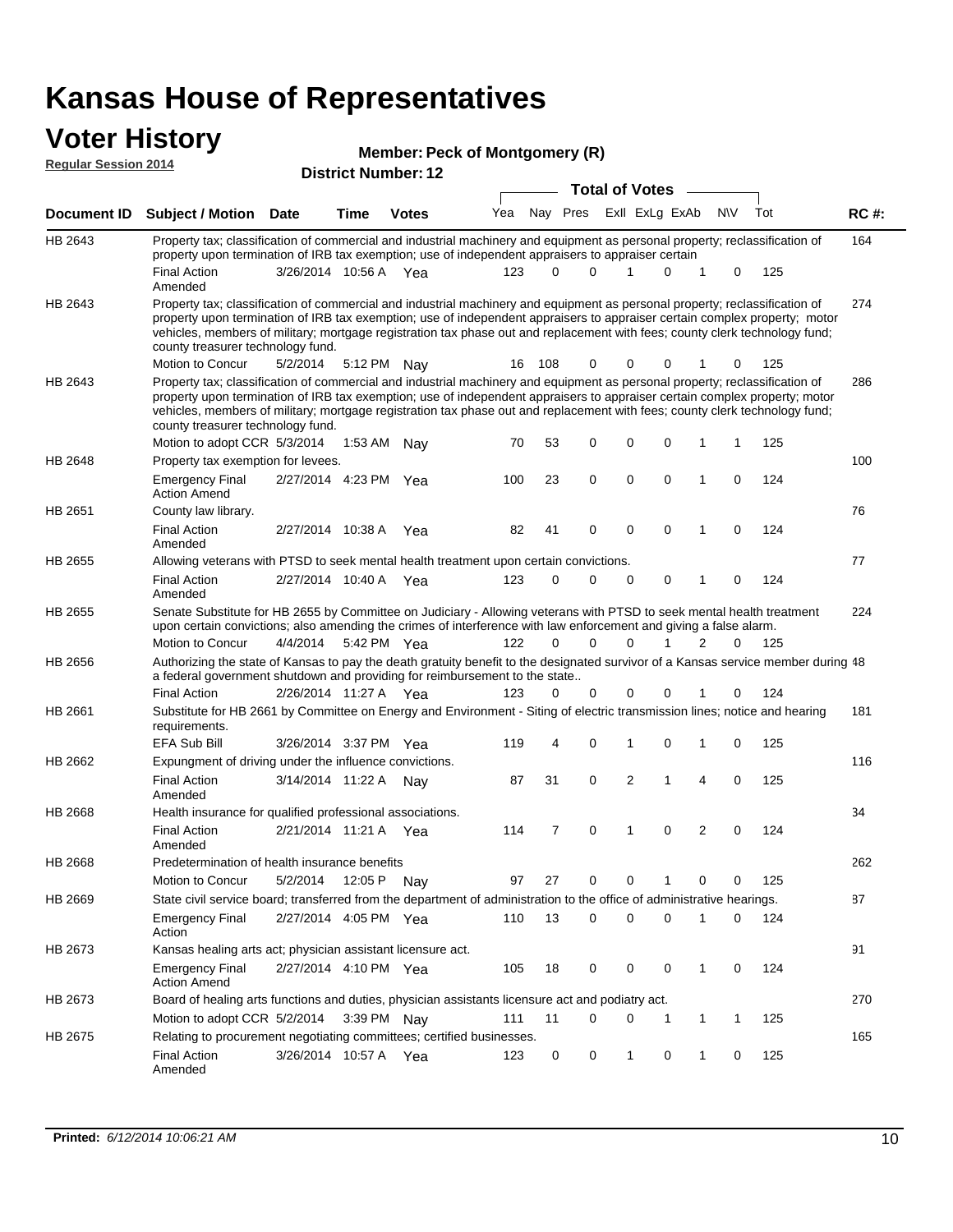# Kansas House of Representatives

## Voter History

**Regular Session 2014**

**Member: Peck of Montgomery (R)**

**District Number: 12**

| Document ID | Subject / Motion | Date | Time | Votes | Yea | Nay | Pres | ExII | ExLg | ExAb | N\V | Tot | RC #: |
|---|---|---|---|---|---|---|---|---|---|---|---|---|---|
| HB 2643 | Property tax; classification of commercial and industrial machinery and equipment as personal property; reclassification of property upon termination of IRB tax exemption; use of independent appraisers to appraiser certain | | | | | | | | | | | | 164 |
| | Final Action Amended | 3/26/2014 | 10:56 A | Yea | 123 | 0 | 0 | 1 | 0 | 1 | 0 | 125 | |
| HB 2643 | Property tax; classification of commercial and industrial machinery and equipment as personal property; reclassification of property upon termination of IRB tax exemption; use of independent appraisers to appraiser certain complex property; motor vehicles, members of military; mortgage registration tax phase out and replacement with fees; county clerk technology fund; county treasurer technology fund. | | | | | | | | | | | | 274 |
| | Motion to Concur | 5/2/2014 | 5:12 PM | Nay | 16 | 108 | 0 | 0 | 0 | 1 | 0 | 125 | |
| HB 2643 | Property tax; classification of commercial and industrial machinery and equipment as personal property; reclassification of property upon termination of IRB tax exemption; use of independent appraisers to appraiser certain complex property; motor vehicles, members of military; mortgage registration tax phase out and replacement with fees; county clerk technology fund; county treasurer technology fund. | | | | | | | | | | | | 286 |
| | Motion to adopt CCR | 5/3/2014 | 1:53 AM | Nay | 70 | 53 | 0 | 0 | 0 | 1 | 1 | 125 | |
| HB 2648 | Property tax exemption for levees. | | | | | | | | | | | | 100 |
| | Emergency Final Action Amend | 2/27/2014 | 4:23 PM | Yea | 100 | 23 | 0 | 0 | 0 | 1 | 0 | 124 | |
| HB 2651 | County law library. | | | | | | | | | | | | 76 |
| | Final Action Amended | 2/27/2014 | 10:38 A | Yea | 82 | 41 | 0 | 0 | 0 | 1 | 0 | 124 | |
| HB 2655 | Allowing veterans with PTSD to seek mental health treatment upon certain convictions. | | | | | | | | | | | | 77 |
| | Final Action Amended | 2/27/2014 | 10:40 A | Yea | 123 | 0 | 0 | 0 | 0 | 1 | 0 | 124 | |
| HB 2655 | Senate Substitute for HB 2655 by Committee on Judiciary - Allowing veterans with PTSD to seek mental health treatment upon certain convictions; also amending the crimes of interference with law enforcement and giving a false alarm. | | | | | | | | | | | | 224 |
| | Motion to Concur | 4/4/2014 | 5:42 PM | Yea | 122 | 0 | 0 | 0 | 1 | 2 | 0 | 125 | |
| HB 2656 | Authorizing the state of Kansas to pay the death gratuity benefit to the designated survivor of a Kansas service member during a federal government shutdown and providing for reimbursement to the state.. | | | | | | | | | | | | 48 |
| | Final Action | 2/26/2014 | 11:27 A | Yea | 123 | 0 | 0 | 0 | 0 | 1 | 0 | 124 | |
| HB 2661 | Substitute for HB 2661 by Committee on Energy and Environment - Siting of electric transmission lines; notice and hearing requirements. | | | | | | | | | | | | 181 |
| | EFA Sub Bill | 3/26/2014 | 3:37 PM | Yea | 119 | 4 | 0 | 1 | 0 | 1 | 0 | 125 | |
| HB 2662 | Expungment of driving under the influence convictions. | | | | | | | | | | | | 116 |
| | Final Action Amended | 3/14/2014 | 11:22 A | Nay | 87 | 31 | 0 | 2 | 1 | 4 | 0 | 125 | |
| HB 2668 | Health insurance for qualified professional associations. | | | | | | | | | | | | 34 |
| | Final Action Amended | 2/21/2014 | 11:21 A | Yea | 114 | 7 | 0 | 1 | 0 | 2 | 0 | 124 | |
| HB 2668 | Predetermination of health insurance benefits | | | | | | | | | | | | 262 |
| | Motion to Concur | 5/2/2014 | 12:05 P | Nay | 97 | 27 | 0 | 0 | 1 | 0 | 0 | 125 | |
| HB 2669 | State civil service board; transferred from the department of administration to the office of administrative hearings. | | | | | | | | | | | | 87 |
| | Emergency Final Action | 2/27/2014 | 4:05 PM | Yea | 110 | 13 | 0 | 0 | 0 | 1 | 0 | 124 | |
| HB 2673 | Kansas healing arts act; physician assistant licensure act. | | | | | | | | | | | | 91 |
| | Emergency Final Action Amend | 2/27/2014 | 4:10 PM | Yea | 105 | 18 | 0 | 0 | 0 | 1 | 0 | 124 | |
| HB 2673 | Board of healing arts functions and duties, physician assistants licensure act and podiatry act. | | | | | | | | | | | | 270 |
| | Motion to adopt CCR | 5/2/2014 | 3:39 PM | Nay | 111 | 11 | 0 | 0 | 1 | 1 | 1 | 125 | |
| HB 2675 | Relating to procurement negotiating committees; certified businesses. | | | | | | | | | | | | 165 |
| | Final Action Amended | 3/26/2014 | 10:57 A | Yea | 123 | 0 | 0 | 1 | 0 | 1 | 0 | 125 | |

**Printed:** *6/12/2014 10:06:21 AM*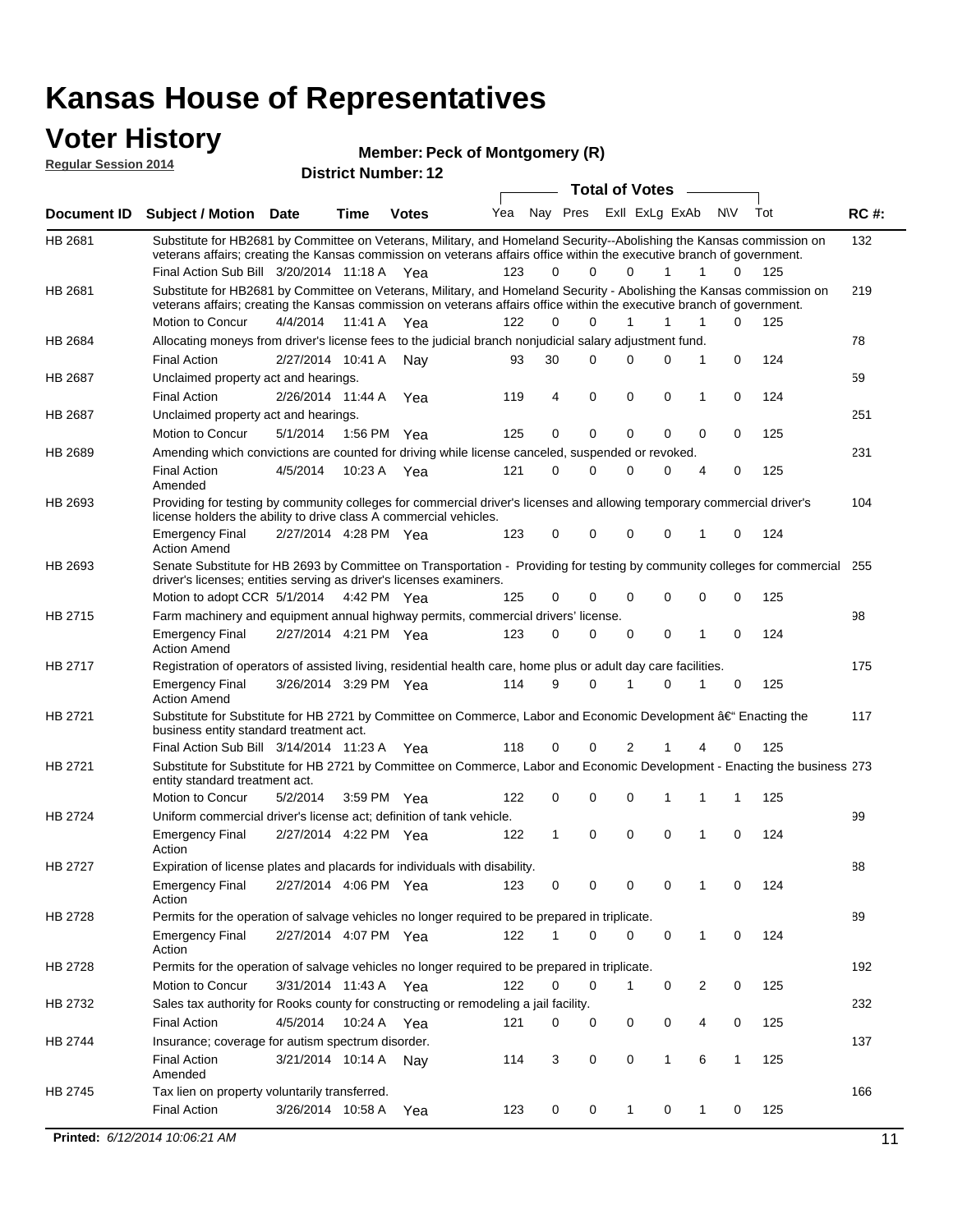# Kansas House of Representatives

## Voter History

**Regular Session 2014**

**Member: Peck of Montgomery (R)**

**District Number: 12**

| Document ID | Subject / Motion | Date | Time | Votes | Yea | Nay | Pres | ExII | ExLg | ExAb | N\V | Tot | RC #: |
|---|---|---|---|---|---|---|---|---|---|---|---|---|---|
| HB 2681 | Substitute for HB2681 by Committee on Veterans, Military, and Homeland Security--Abolishing the Kansas commission on veterans affairs; creating the Kansas commission on veterans affairs office within the executive branch of government. | | | | | | | | | | | | 132 |
| | Final Action Sub Bill | 3/20/2014 | 11:18 A | Yea | 123 | 0 | 0 | 0 | 1 | 1 | 0 | 125 | |
| HB 2681 | Substitute for HB2681 by Committee on Veterans, Military, and Homeland Security - Abolishing the Kansas commission on veterans affairs; creating the Kansas commission on veterans affairs office within the executive branch of government. | | | | | | | | | | | | 219 |
| | Motion to Concur | 4/4/2014 | 11:41 A | Yea | 122 | 0 | 0 | 1 | 1 | 1 | 0 | 125 | |
| HB 2684 | Allocating moneys from driver's license fees to the judicial branch nonjudicial salary adjustment fund. | | | | | | | | | | | | 78 |
| | Final Action | 2/27/2014 | 10:41 A | Nay | 93 | 30 | 0 | 0 | 0 | 1 | 0 | 124 | |
| HB 2687 | Unclaimed property act and hearings. | | | | | | | | | | | | 59 |
| | Final Action | 2/26/2014 | 11:44 A | Yea | 119 | 4 | 0 | 0 | 0 | 1 | 0 | 124 | |
| HB 2687 | Unclaimed property act and hearings. | | | | | | | | | | | | 251 |
| | Motion to Concur | 5/1/2014 | 1:56 PM | Yea | 125 | 0 | 0 | 0 | 0 | 0 | 0 | 125 | |
| HB 2689 | Amending which convictions are counted for driving while license canceled, suspended or revoked. | | | | | | | | | | | | 231 |
| | Final Action Amended | 4/5/2014 | 10:23 A | Yea | 121 | 0 | 0 | 0 | 0 | 4 | 0 | 125 | |
| HB 2693 | Providing for testing by community colleges for commercial driver's licenses and allowing temporary commercial driver's license holders the ability to drive class A commercial vehicles. | | | | | | | | | | | | 104 |
| | Emergency Final Action Amend | 2/27/2014 | 4:28 PM | Yea | 123 | 0 | 0 | 0 | 0 | 1 | 0 | 124 | |
| HB 2693 | Senate Substitute for HB 2693 by Committee on Transportation - Providing for testing by community colleges for commercial driver's licenses; entities serving as driver's licenses examiners. | | | | | | | | | | | | 255 |
| | Motion to adopt CCR | 5/1/2014 | 4:42 PM | Yea | 125 | 0 | 0 | 0 | 0 | 0 | 0 | 125 | |
| HB 2715 | Farm machinery and equipment annual highway permits, commercial drivers' license. | | | | | | | | | | | | 98 |
| | Emergency Final Action Amend | 2/27/2014 | 4:21 PM | Yea | 123 | 0 | 0 | 0 | 0 | 1 | 0 | 124 | |
| HB 2717 | Registration of operators of assisted living, residential health care, home plus or adult day care facilities. | | | | | | | | | | | | 175 |
| | Emergency Final Action Amend | 3/26/2014 | 3:29 PM | Yea | 114 | 9 | 0 | 1 | 0 | 1 | 0 | 125 | |
| HB 2721 | Substitute for Substitute for HB 2721 by Committee on Commerce, Labor and Economic Development â€" Enacting the business entity standard treatment act. | | | | | | | | | | | | 117 |
| | Final Action Sub Bill | 3/14/2014 | 11:23 A | Yea | 118 | 0 | 0 | 2 | 1 | 4 | 0 | 125 | |
| HB 2721 | Substitute for Substitute for HB 2721 by Committee on Commerce, Labor and Economic Development - Enacting the business entity standard treatment act. | | | | | | | | | | | | 273 |
| | Motion to Concur | 5/2/2014 | 3:59 PM | Yea | 122 | 0 | 0 | 0 | 1 | 1 | 1 | 125 | |
| HB 2724 | Uniform commercial driver's license act; definition of tank vehicle. | | | | | | | | | | | | 99 |
| | Emergency Final Action | 2/27/2014 | 4:22 PM | Yea | 122 | 1 | 0 | 0 | 0 | 1 | 0 | 124 | |
| HB 2727 | Expiration of license plates and placards for individuals with disability. | | | | | | | | | | | | 88 |
| | Emergency Final Action | 2/27/2014 | 4:06 PM | Yea | 123 | 0 | 0 | 0 | 0 | 1 | 0 | 124 | |
| HB 2728 | Permits for the operation of salvage vehicles no longer required to be prepared in triplicate. | | | | | | | | | | | | 89 |
| | Emergency Final Action | 2/27/2014 | 4:07 PM | Yea | 122 | 1 | 0 | 0 | 0 | 1 | 0 | 124 | |
| HB 2728 | Permits for the operation of salvage vehicles no longer required to be prepared in triplicate. | | | | | | | | | | | | 192 |
| | Motion to Concur | 3/31/2014 | 11:43 A | Yea | 122 | 0 | 0 | 1 | 0 | 2 | 0 | 125 | |
| HB 2732 | Sales tax authority for Rooks county for constructing or remodeling a jail facility. | | | | | | | | | | | | 232 |
| | Final Action | 4/5/2014 | 10:24 A | Yea | 121 | 0 | 0 | 0 | 0 | 4 | 0 | 125 | |
| HB 2744 | Insurance; coverage for autism spectrum disorder. | | | | | | | | | | | | 137 |
| | Final Action Amended | 3/21/2014 | 10:14 A | Nay | 114 | 3 | 0 | 0 | 1 | 6 | 1 | 125 | |
| HB 2745 | Tax lien on property voluntarily transferred. | | | | | | | | | | | | 166 |
| | Final Action | 3/26/2014 | 10:58 A | Yea | 123 | 0 | 0 | 1 | 0 | 1 | 0 | 125 | |

**Printed:** *6/12/2014 10:06:21 AM*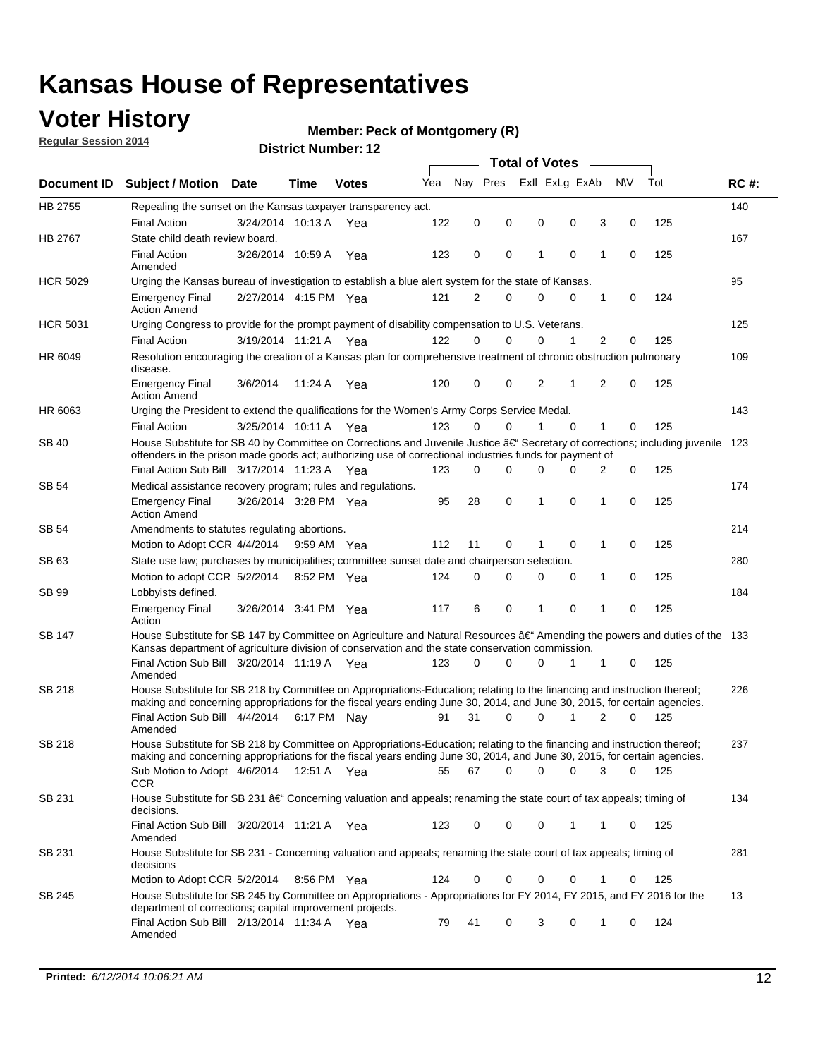# Kansas House of Representatives

## Voter History

**Regular Session 2014**

**Member: Peck of Montgomery (R)**

**District Number: 12**

| Document ID | Subject / Motion | Date | Time | Votes | Yea | Nay | Pres | ExII | ExLg | ExAb | N\V | Tot | RC #: |
|---|---|---|---|---|---|---|---|---|---|---|---|---|---|
| HB 2755 | Repealing the sunset on the Kansas taxpayer transparency act. | | | | | | | | | | | | 140 |
| | Final Action | 3/24/2014 | 10:13 A | Yea | 122 | 0 | 0 | 0 | 0 | 3 | 0 | 125 | |
| HB 2767 | State child death review board. | | | | | | | | | | | | 167 |
| | Final Action Amended | 3/26/2014 | 10:59 A | Yea | 123 | 0 | 0 | 1 | 0 | 1 | 0 | 125 | |
| HCR 5029 | Urging the Kansas bureau of investigation to establish a blue alert system for the state of Kansas. | | | | | | | | | | | | 95 |
| | Emergency Final Action Amend | 2/27/2014 | 4:15 PM | Yea | 121 | 2 | 0 | 0 | 0 | 1 | 0 | 124 | |
| HCR 5031 | Urging Congress to provide for the prompt payment of disability compensation to U.S. Veterans. | | | | | | | | | | | | 125 |
| | Final Action | 3/19/2014 | 11:21 A | Yea | 122 | 0 | 0 | 0 | 1 | 2 | 0 | 125 | |
| HR 6049 | Resolution encouraging the creation of a Kansas plan for comprehensive treatment of chronic obstruction pulmonary disease. | | | | | | | | | | | | 109 |
| | Emergency Final Action Amend | 3/6/2014 | 11:24 A | Yea | 120 | 0 | 0 | 2 | 1 | 2 | 0 | 125 | |
| HR 6063 | Urging the President to extend the qualifications for the Women's Army Corps Service Medal. | | | | | | | | | | | | 143 |
| | Final Action | 3/25/2014 | 10:11 A | Yea | 123 | 0 | 0 | 1 | 0 | 1 | 0 | 125 | |
| SB 40 | House Substitute for SB 40 by Committee on Corrections and Juvenile Justice â€" Secretary of corrections; including juvenile offenders in the prison made goods act; authorizing use of correctional industries funds for payment of | | | | | | | | | | | | 123 |
| | Final Action Sub Bill | 3/17/2014 | 11:23 A | Yea | 123 | 0 | 0 | 0 | 0 | 2 | 0 | 125 | |
| SB 54 | Medical assistance recovery program; rules and regulations. | | | | | | | | | | | | 174 |
| | Emergency Final Action Amend | 3/26/2014 | 3:28 PM | Yea | 95 | 28 | 0 | 1 | 0 | 1 | 0 | 125 | |
| SB 54 | Amendments to statutes regulating abortions. | | | | | | | | | | | | 214 |
| | Motion to Adopt CCR | 4/4/2014 | 9:59 AM | Yea | 112 | 11 | 0 | 1 | 0 | 1 | 0 | 125 | |
| SB 63 | State use law; purchases by municipalities; committee sunset date and chairperson selection. | | | | | | | | | | | | 280 |
| | Motion to adopt CCR | 5/2/2014 | 8:52 PM | Yea | 124 | 0 | 0 | 0 | 0 | 1 | 0 | 125 | |
| SB 99 | Lobbyists defined. | | | | | | | | | | | | 184 |
| | Emergency Final Action | 3/26/2014 | 3:41 PM | Yea | 117 | 6 | 0 | 1 | 0 | 1 | 0 | 125 | |
| SB 147 | House Substitute for SB 147 by Committee on Agriculture and Natural Resources â€" Amending the powers and duties of the Kansas department of agriculture division of conservation and the state conservation commission. | | | | | | | | | | | | 133 |
| | Final Action Sub Bill Amended | 3/20/2014 | 11:19 A | Yea | 123 | 0 | 0 | 0 | 1 | 1 | 0 | 125 | |
| SB 218 | House Substitute for SB 218 by Committee on Appropriations-Education; relating to the financing and instruction thereof; making and concerning appropriations for the fiscal years ending June 30, 2014, and June 30, 2015, for certain agencies. | | | | | | | | | | | | 226 |
| | Final Action Sub Bill Amended | 4/4/2014 | 6:17 PM | Nay | 91 | 31 | 0 | 0 | 1 | 2 | 0 | 125 | |
| SB 218 | House Substitute for SB 218 by Committee on Appropriations-Education; relating to the financing and instruction thereof; making and concerning appropriations for the fiscal years ending June 30, 2014, and June 30, 2015, for certain agencies. | | | | | | | | | | | | 237 |
| | Sub Motion to Adopt CCR | 4/6/2014 | 12:51 A | Yea | 55 | 67 | 0 | 0 | 0 | 3 | 0 | 125 | |
| SB 231 | House Substitute for SB 231 â€" Concerning valuation and appeals; renaming the state court of tax appeals; timing of decisions. | | | | | | | | | | | | 134 |
| | Final Action Sub Bill Amended | 3/20/2014 | 11:21 A | Yea | 123 | 0 | 0 | 0 | 1 | 1 | 0 | 125 | |
| SB 231 | House Substitute for SB 231 - Concerning valuation and appeals; renaming the state court of tax appeals; timing of decisions | | | | | | | | | | | | 281 |
| | Motion to Adopt CCR | 5/2/2014 | 8:56 PM | Yea | 124 | 0 | 0 | 0 | 0 | 1 | 0 | 125 | |
| SB 245 | House Substitute for SB 245 by Committee on Appropriations - Appropriations for FY 2014, FY 2015, and FY 2016 for the department of corrections; capital improvement projects. | | | | | | | | | | | | 13 |
| | Final Action Sub Bill Amended | 2/13/2014 | 11:34 A | Yea | 79 | 41 | 0 | 3 | 0 | 1 | 0 | 124 | |

**Printed:** *6/12/2014 10:06:21 AM*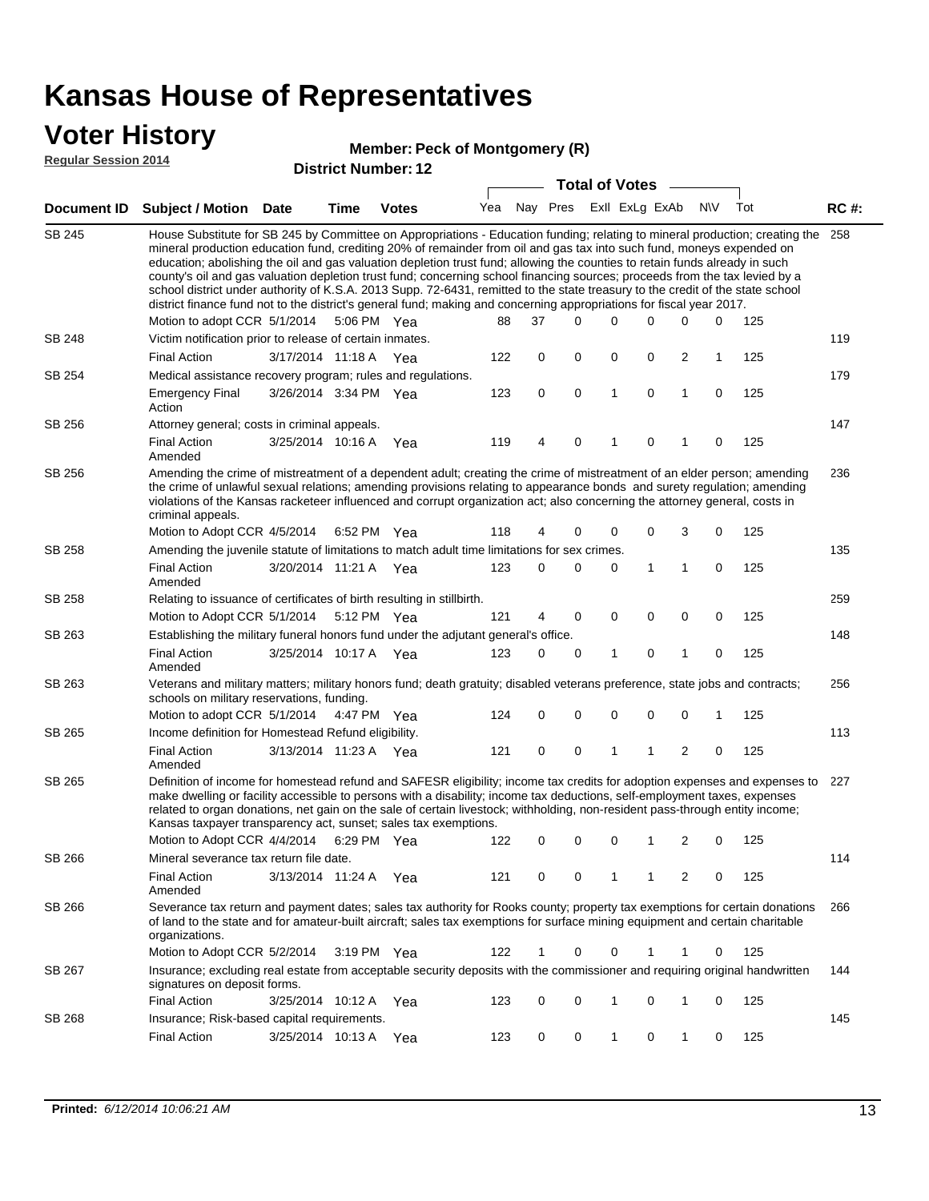# Kansas House of Representatives

## Voter History

**Regular Session 2014**

**Member: Peck of Montgomery (R)**

**District Number: 12**

| Document ID | Subject / Motion | Date | Time | Votes | Yea | Nay | Pres | ExII | ExLg | ExAb | N\V | Tot | RC #: |
|---|---|---|---|---|---|---|---|---|---|---|---|---|---|
| SB 245 | House Substitute for SB 245 by Committee on Appropriations - Education funding; relating to mineral production; creating the mineral production education fund, crediting 20% of remainder from oil and gas tax into such fund, moneys expended on education; abolishing the oil and gas valuation depletion trust fund; allowing the counties to retain funds already in such county's oil and gas valuation depletion trust fund; concerning school financing sources; proceeds from the tax levied by a school district under authority of K.S.A. 2013 Supp. 72-6431, remitted to the state treasury to the credit of the state school district finance fund not to the district's general fund; making and concerning appropriations for fiscal year 2017. | | | | | | | | | | | | 258 |
| | Motion to adopt CCR | 5/1/2014 | 5:06 PM | Yea | 88 | 37 | 0 | 0 | 0 | 0 | 0 | 125 | |
| SB 248 | Victim notification prior to release of certain inmates. | | | | | | | | | | | | 119 |
| | Final Action | 3/17/2014 | 11:18 A | Yea | 122 | 0 | 0 | 0 | 0 | 2 | 1 | 125 | |
| SB 254 | Medical assistance recovery program; rules and regulations. | | | | | | | | | | | | 179 |
| | Emergency Final Action | 3/26/2014 | 3:34 PM | Yea | 123 | 0 | 0 | 1 | 0 | 1 | 0 | 125 | |
| SB 256 | Attorney general; costs in criminal appeals. | | | | | | | | | | | | 147 |
| | Final Action Amended | 3/25/2014 | 10:16 A | Yea | 119 | 4 | 0 | 1 | 0 | 1 | 0 | 125 | |
| SB 256 | Amending the crime of mistreatment of a dependent adult; creating the crime of mistreatment of an elder person; amending the crime of unlawful sexual relations; amending provisions relating to appearance bonds and surety regulation; amending violations of the Kansas racketeer influenced and corrupt organization act; also concerning the attorney general, costs in criminal appeals. | | | | | | | | | | | | 236 |
| | Motion to Adopt CCR | 4/5/2014 | 6:52 PM | Yea | 118 | 4 | 0 | 0 | 0 | 3 | 0 | 125 | |
| SB 258 | Amending the juvenile statute of limitations to match adult time limitations for sex crimes. | | | | | | | | | | | | 135 |
| | Final Action Amended | 3/20/2014 | 11:21 A | Yea | 123 | 0 | 0 | 0 | 1 | 1 | 0 | 125 | |
| SB 258 | Relating to issuance of certificates of birth resulting in stillbirth. | | | | | | | | | | | | 259 |
| | Motion to Adopt CCR | 5/1/2014 | 5:12 PM | Yea | 121 | 4 | 0 | 0 | 0 | 0 | 0 | 125 | |
| SB 263 | Establishing the military funeral honors fund under the adjutant general's office. | | | | | | | | | | | | 148 |
| | Final Action Amended | 3/25/2014 | 10:17 A | Yea | 123 | 0 | 0 | 1 | 0 | 1 | 0 | 125 | |
| SB 263 | Veterans and military matters; military honors fund; death gratuity; disabled veterans preference, state jobs and contracts; schools on military reservations, funding. | | | | | | | | | | | | 256 |
| | Motion to adopt CCR | 5/1/2014 | 4:47 PM | Yea | 124 | 0 | 0 | 0 | 0 | 0 | 1 | 125 | |
| SB 265 | Income definition for Homestead Refund eligibility. | | | | | | | | | | | | 113 |
| | Final Action Amended | 3/13/2014 | 11:23 A | Yea | 121 | 0 | 0 | 1 | 1 | 2 | 0 | 125 | |
| SB 265 | Definition of income for homestead refund and SAFESR eligibility; income tax credits for adoption expenses and expenses to make dwelling or facility accessible to persons with a disability; income tax deductions, self-employment taxes, expenses related to organ donations, net gain on the sale of certain livestock; withholding, non-resident pass-through entity income; Kansas taxpayer transparency act, sunset; sales tax exemptions. | | | | | | | | | | | | 227 |
| | Motion to Adopt CCR | 4/4/2014 | 6:29 PM | Yea | 122 | 0 | 0 | 0 | 1 | 2 | 0 | 125 | |
| SB 266 | Mineral severance tax return file date. | | | | | | | | | | | | 114 |
| | Final Action Amended | 3/13/2014 | 11:24 A | Yea | 121 | 0 | 0 | 1 | 1 | 2 | 0 | 125 | |
| SB 266 | Severance tax return and payment dates; sales tax authority for Rooks county; property tax exemptions for certain donations of land to the state and for amateur-built aircraft; sales tax exemptions for surface mining equipment and certain charitable organizations. | | | | | | | | | | | | 266 |
| | Motion to Adopt CCR | 5/2/2014 | 3:19 PM | Yea | 122 | 1 | 0 | 0 | 1 | 1 | 0 | 125 | |
| SB 267 | Insurance; excluding real estate from acceptable security deposits with the commissioner and requiring original handwritten signatures on deposit forms. | | | | | | | | | | | | 144 |
| | Final Action | 3/25/2014 | 10:12 A | Yea | 123 | 0 | 0 | 1 | 0 | 1 | 0 | 125 | |
| SB 268 | Insurance; Risk-based capital requirements. | | | | | | | | | | | | 145 |
| | Final Action | 3/25/2014 | 10:13 A | Yea | 123 | 0 | 0 | 1 | 0 | 1 | 0 | 125 | |

**Printed:** *6/12/2014 10:06:21 AM*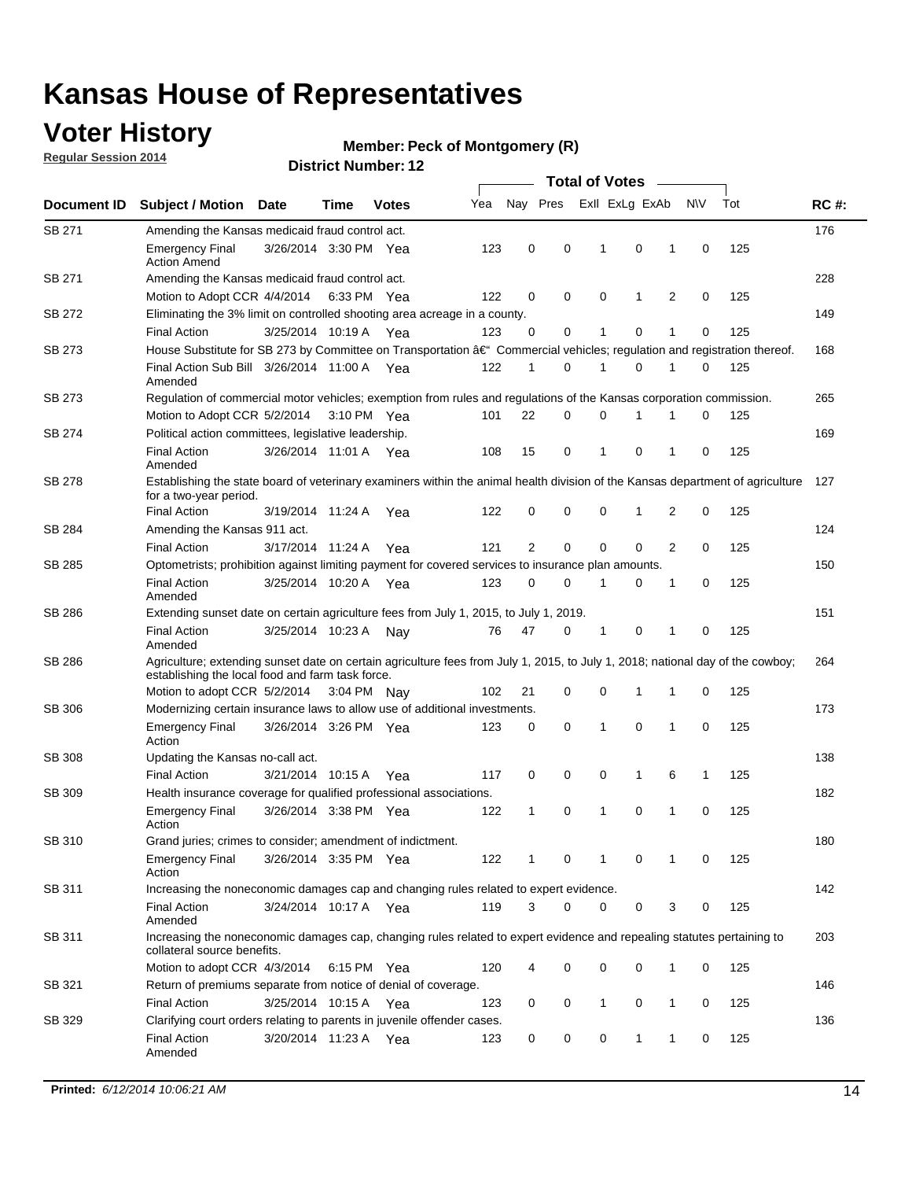# Kansas House of Representatives

## Voter History

**Regular Session 2014**

**Member: Peck of Montgomery (R)**

**District Number: 12**

| Document ID | Subject / Motion | Date | Time | Votes | Yea | Nay | Pres | ExlI | ExLg | ExAb | N\V | Tot | RC #: |
|---|---|---|---|---|---|---|---|---|---|---|---|---|---|
| SB 271 | Amending the Kansas medicaid fraud control act. | | | | | | | | | | | | 176 |
| | Emergency Final Action Amend | 3/26/2014 | 3:30 PM | Yea | 123 | 0 | 0 | 1 | 0 | 1 | 0 | 125 | |
| SB 271 | Amending the Kansas medicaid fraud control act. | | | | | | | | | | | | 228 |
| | Motion to Adopt CCR | 4/4/2014 | 6:33 PM | Yea | 122 | 0 | 0 | 0 | 1 | 2 | 0 | 125 | |
| SB 272 | Eliminating the 3% limit on controlled shooting area acreage in a county. | | | | | | | | | | | | 149 |
| | Final Action | 3/25/2014 | 10:19 A | Yea | 123 | 0 | 0 | 1 | 0 | 1 | 0 | 125 | |
| SB 273 | House Substitute for SB 273 by Committee on Transportation â€" Commercial vehicles; regulation and registration thereof. | | | | | | | | | | | | 168 |
| | Final Action Sub Bill Amended | 3/26/2014 | 11:00 A | Yea | 122 | 1 | 0 | 1 | 0 | 1 | 0 | 125 | |
| SB 273 | Regulation of commercial motor vehicles; exemption from rules and regulations of the Kansas corporation commission. | | | | | | | | | | | | 265 |
| | Motion to Adopt CCR | 5/2/2014 | 3:10 PM | Yea | 101 | 22 | 0 | 0 | 1 | 1 | 0 | 125 | |
| SB 274 | Political action committees, legislative leadership. | | | | | | | | | | | | 169 |
| | Final Action Amended | 3/26/2014 | 11:01 A | Yea | 108 | 15 | 0 | 1 | 0 | 1 | 0 | 125 | |
| SB 278 | Establishing the state board of veterinary examiners within the animal health division of the Kansas department of agriculture for a two-year period. | | | | | | | | | | | | 127 |
| | Final Action | 3/19/2014 | 11:24 A | Yea | 122 | 0 | 0 | 0 | 1 | 2 | 0 | 125 | |
| SB 284 | Amending the Kansas 911 act. | | | | | | | | | | | | 124 |
| | Final Action | 3/17/2014 | 11:24 A | Yea | 121 | 2 | 0 | 0 | 0 | 2 | 0 | 125 | |
| SB 285 | Optometrists; prohibition against limiting payment for covered services to insurance plan amounts. | | | | | | | | | | | | 150 |
| | Final Action Amended | 3/25/2014 | 10:20 A | Yea | 123 | 0 | 0 | 1 | 0 | 1 | 0 | 125 | |
| SB 286 | Extending sunset date on certain agriculture fees from July 1, 2015, to July 1, 2019. | | | | | | | | | | | | 151 |
| | Final Action Amended | 3/25/2014 | 10:23 A | Nay | 76 | 47 | 0 | 1 | 0 | 1 | 0 | 125 | |
| SB 286 | Agriculture; extending sunset date on certain agriculture fees from July 1, 2015, to July 1, 2018; national day of the cowboy; establishing the local food and farm task force. | | | | | | | | | | | | 264 |
| | Motion to adopt CCR | 5/2/2014 | 3:04 PM | Nay | 102 | 21 | 0 | 0 | 1 | 1 | 0 | 125 | |
| SB 306 | Modernizing certain insurance laws to allow use of additional investments. | | | | | | | | | | | | 173 |
| | Emergency Final Action | 3/26/2014 | 3:26 PM | Yea | 123 | 0 | 0 | 1 | 0 | 1 | 0 | 125 | |
| SB 308 | Updating the Kansas no-call act. | | | | | | | | | | | | 138 |
| | Final Action | 3/21/2014 | 10:15 A | Yea | 117 | 0 | 0 | 0 | 1 | 6 | 1 | 125 | |
| SB 309 | Health insurance coverage for qualified professional associations. | | | | | | | | | | | | 182 |
| | Emergency Final Action | 3/26/2014 | 3:38 PM | Yea | 122 | 1 | 0 | 1 | 0 | 1 | 0 | 125 | |
| SB 310 | Grand juries; crimes to consider; amendment of indictment. | | | | | | | | | | | | 180 |
| | Emergency Final Action | 3/26/2014 | 3:35 PM | Yea | 122 | 1 | 0 | 1 | 0 | 1 | 0 | 125 | |
| SB 311 | Increasing the noneconomic damages cap and changing rules related to expert evidence. | | | | | | | | | | | | 142 |
| | Final Action Amended | 3/24/2014 | 10:17 A | Yea | 119 | 3 | 0 | 0 | 0 | 3 | 0 | 125 | |
| SB 311 | Increasing the noneconomic damages cap, changing rules related to expert evidence and repealing statutes pertaining to collateral source benefits. | | | | | | | | | | | | 203 |
| | Motion to adopt CCR | 4/3/2014 | 6:15 PM | Yea | 120 | 4 | 0 | 0 | 0 | 1 | 0 | 125 | |
| SB 321 | Return of premiums separate from notice of denial of coverage. | | | | | | | | | | | | 146 |
| | Final Action | 3/25/2014 | 10:15 A | Yea | 123 | 0 | 0 | 1 | 0 | 1 | 0 | 125 | |
| SB 329 | Clarifying court orders relating to parents in juvenile offender cases. | | | | | | | | | | | | 136 |
| | Final Action Amended | 3/20/2014 | 11:23 A | Yea | 123 | 0 | 0 | 0 | 1 | 1 | 0 | 125 | |

**Printed:** *6/12/2014 10:06:21 AM*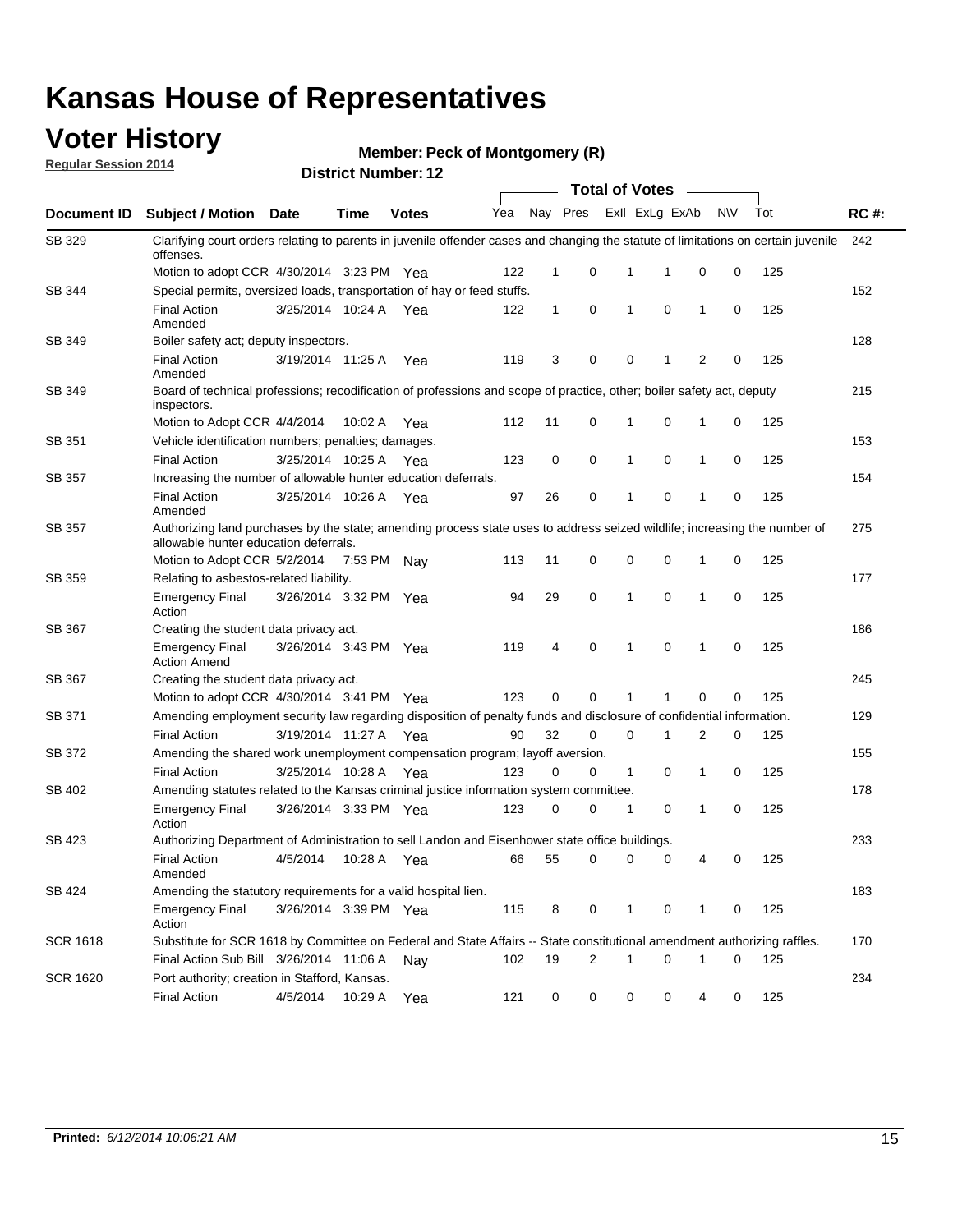# Kansas House of Representatives

## Voter History

**Regular Session 2014**

**Member: Peck of Montgomery (R)**

**District Number: 12**

| Document ID | Subject / Motion | Date | Time | Votes | Yea | Nay | Pres | ExII | ExLg | ExAb | N\V | Tot | RC #: |
|---|---|---|---|---|---|---|---|---|---|---|---|---|---|
| SB 329 | Clarifying court orders relating to parents in juvenile offender cases and changing the statute of limitations on certain juvenile offenses. | | | | | | | | | | | | 242 |
| | Motion to adopt CCR | 4/30/2014 | 3:23 PM | Yea | 122 | 1 | 0 | 1 | 1 | 0 | 0 | 125 | |
| SB 344 | Special permits, oversized loads, transportation of hay or feed stuffs. | | | | | | | | | | | | 152 |
| | Final Action Amended | 3/25/2014 | 10:24 A | Yea | 122 | 1 | 0 | 1 | 0 | 1 | 0 | 125 | |
| SB 349 | Boiler safety act; deputy inspectors. | | | | | | | | | | | | 128 |
| | Final Action Amended | 3/19/2014 | 11:25 A | Yea | 119 | 3 | 0 | 0 | 1 | 2 | 0 | 125 | |
| SB 349 | Board of technical professions; recodification of professions and scope of practice, other; boiler safety act, deputy inspectors. | | | | | | | | | | | | 215 |
| | Motion to Adopt CCR | 4/4/2014 | 10:02 A | Yea | 112 | 11 | 0 | 1 | 0 | 1 | 0 | 125 | |
| SB 351 | Vehicle identification numbers; penalties; damages. | | | | | | | | | | | | 153 |
| | Final Action | 3/25/2014 | 10:25 A | Yea | 123 | 0 | 0 | 1 | 0 | 1 | 0 | 125 | |
| SB 357 | Increasing the number of allowable hunter education deferrals. | | | | | | | | | | | | 154 |
| | Final Action Amended | 3/25/2014 | 10:26 A | Yea | 97 | 26 | 0 | 1 | 0 | 1 | 0 | 125 | |
| SB 357 | Authorizing land purchases by the state; amending process state uses to address seized wildlife; increasing the number of allowable hunter education deferrals. | | | | | | | | | | | | 275 |
| | Motion to Adopt CCR | 5/2/2014 | 7:53 PM | Nay | 113 | 11 | 0 | 0 | 0 | 1 | 0 | 125 | |
| SB 359 | Relating to asbestos-related liability. | | | | | | | | | | | | 177 |
| | Emergency Final Action | 3/26/2014 | 3:32 PM | Yea | 94 | 29 | 0 | 1 | 0 | 1 | 0 | 125 | |
| SB 367 | Creating the student data privacy act. | | | | | | | | | | | | 186 |
| | Emergency Final Action Amend | 3/26/2014 | 3:43 PM | Yea | 119 | 4 | 0 | 1 | 0 | 1 | 0 | 125 | |
| SB 367 | Creating the student data privacy act. | | | | | | | | | | | | 245 |
| | Motion to adopt CCR | 4/30/2014 | 3:41 PM | Yea | 123 | 0 | 0 | 1 | 1 | 0 | 0 | 125 | |
| SB 371 | Amending employment security law regarding disposition of penalty funds and disclosure of confidential information. | | | | | | | | | | | | 129 |
| | Final Action | 3/19/2014 | 11:27 A | Yea | 90 | 32 | 0 | 0 | 1 | 2 | 0 | 125 | |
| SB 372 | Amending the shared work unemployment compensation program; layoff aversion. | | | | | | | | | | | | 155 |
| | Final Action | 3/25/2014 | 10:28 A | Yea | 123 | 0 | 0 | 1 | 0 | 1 | 0 | 125 | |
| SB 402 | Amending statutes related to the Kansas criminal justice information system committee. | | | | | | | | | | | | 178 |
| | Emergency Final Action | 3/26/2014 | 3:33 PM | Yea | 123 | 0 | 0 | 1 | 0 | 1 | 0 | 125 | |
| SB 423 | Authorizing Department of Administration to sell Landon and Eisenhower state office buildings. | | | | | | | | | | | | 233 |
| | Final Action Amended | 4/5/2014 | 10:28 A | Yea | 66 | 55 | 0 | 0 | 0 | 4 | 0 | 125 | |
| SB 424 | Amending the statutory requirements for a valid hospital lien. | | | | | | | | | | | | 183 |
| | Emergency Final Action | 3/26/2014 | 3:39 PM | Yea | 115 | 8 | 0 | 1 | 0 | 1 | 0 | 125 | |
| SCR 1618 | Substitute for SCR 1618 by Committee on Federal and State Affairs -- State constitutional amendment authorizing raffles. | | | | | | | | | | | | 170 |
| | Final Action Sub Bill | 3/26/2014 | 11:06 A | Nay | 102 | 19 | 2 | 1 | 0 | 1 | 0 | 125 | |
| SCR 1620 | Port authority; creation in Stafford, Kansas. | | | | | | | | | | | | 234 |
| | Final Action | 4/5/2014 | 10:29 A | Yea | 121 | 0 | 0 | 0 | 0 | 4 | 0 | 125 | |

**Printed:** *6/12/2014 10:06:21 AM*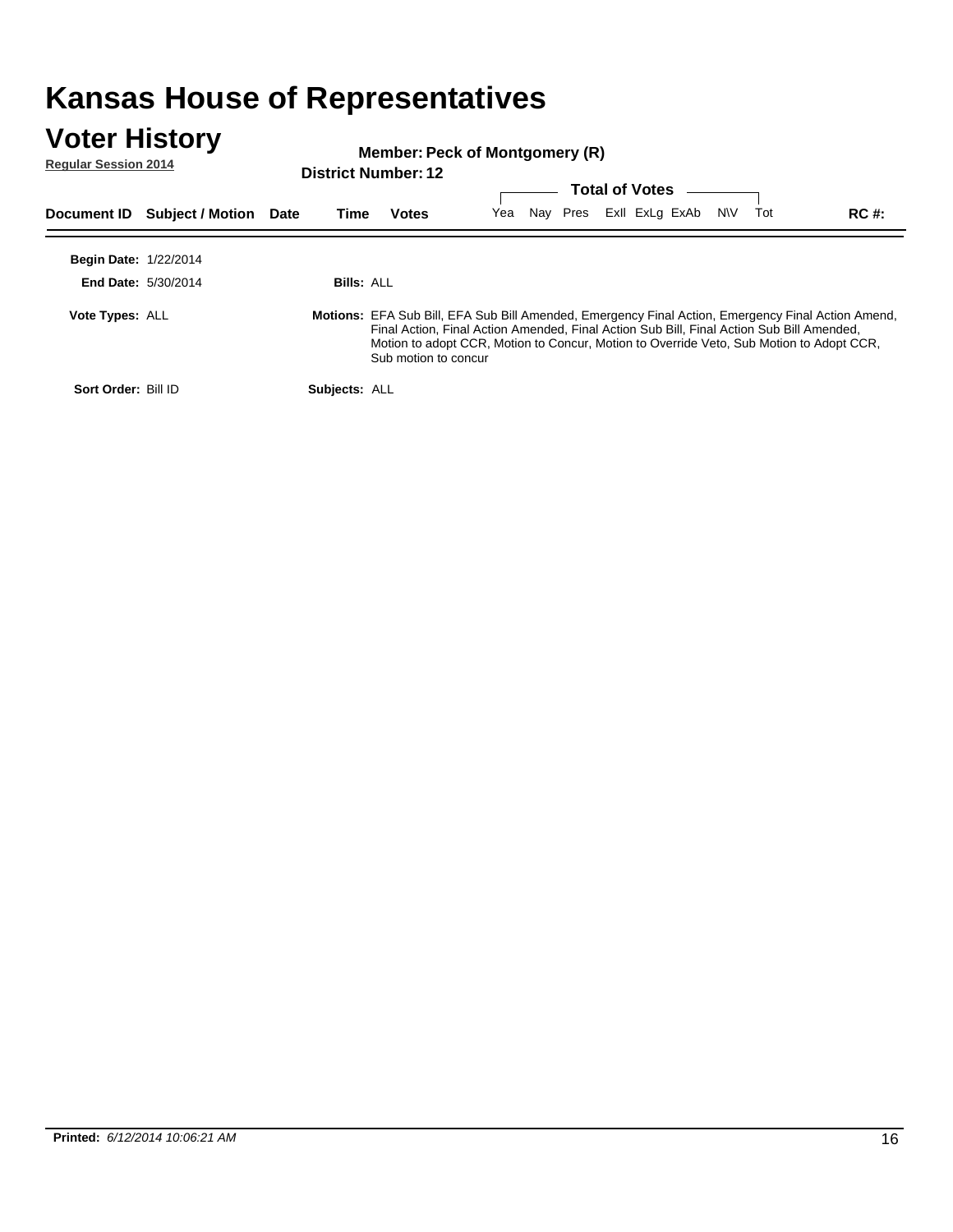# Kansas House of Representatives

## Voter History

**Regular Session 2014**

**Member: Peck of Montgomery (R)**

**District Number: 12**

| Document ID | Subject / Motion | Date | Time | Votes | Yea | Nay | Pres | ExII | ExLg | ExAb | N\V | Tot | RC #: |
|---|---|---|---|---|---|---|---|---|---|---|---|---|---|

(Total of Votes: Yea, Nay, Pres, ExII, ExLg, ExAb, N\V, Tot)

**Begin Date:** 1/22/2014

**End Date:** 5/30/2014

**Bills:** ALL

**Vote Types:** ALL

**Motions:** EFA Sub Bill, EFA Sub Bill Amended, Emergency Final Action, Emergency Final Action Amend, Final Action, Final Action Amended, Final Action Sub Bill, Final Action Sub Bill Amended, Motion to adopt CCR, Motion to Concur, Motion to Override Veto, Sub Motion to Adopt CCR, Sub motion to concur

**Sort Order:** Bill ID

**Subjects:** ALL

**Printed:** *6/12/2014 10:06:21 AM*